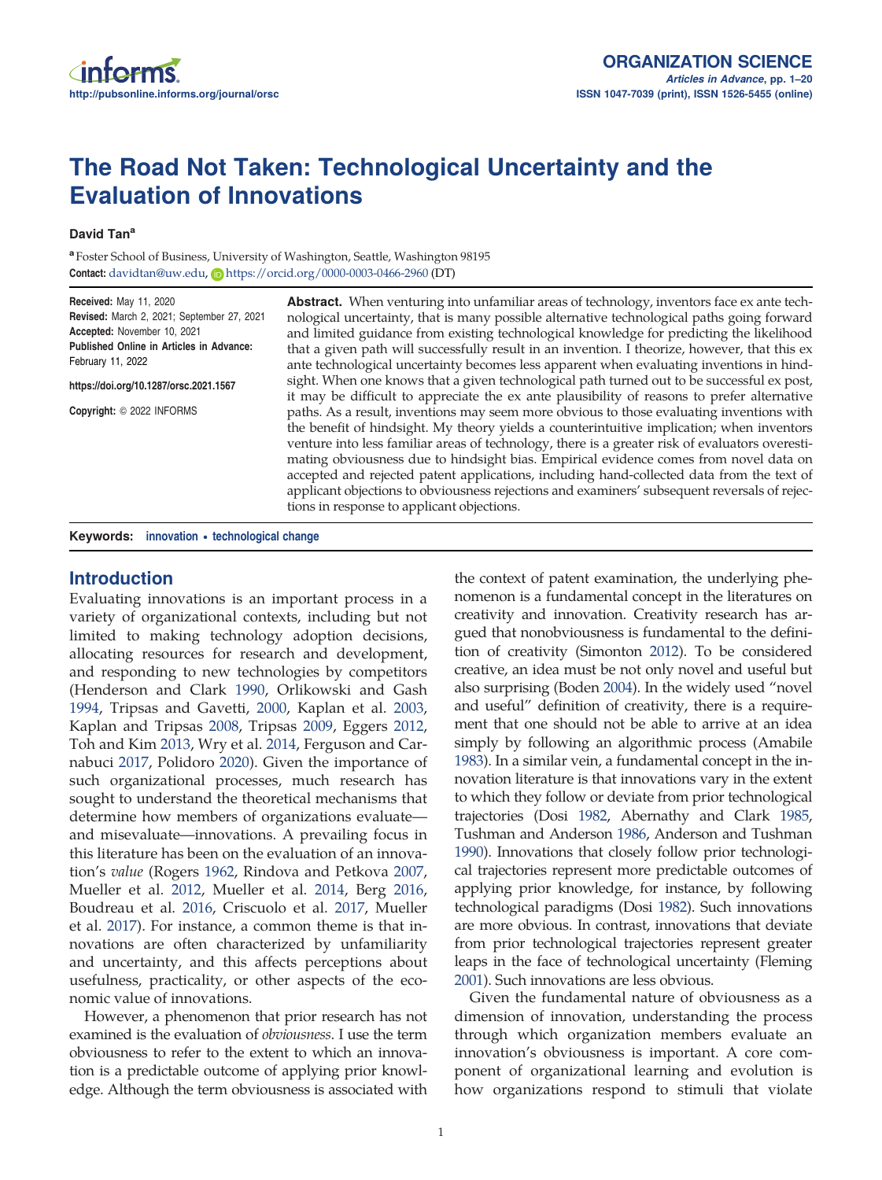# The Road Not Taken: Technological Uncertainty and the Evaluation of Innovations

**David Tan**[a]

[a] Foster School of Business, University of Washington, Seattle, Washington 98195

**Contact:** davidtan@uw.edu, https://orcid.org/0000-0003-0466-2960 (DT)

**Received:** May 11, 2020
**Revised:** March 2, 2021; September 27, 2021
**Accepted:** November 10, 2021
**Published Online in Articles in Advance:** February 11, 2022

https://doi.org/10.1287/orsc.2021.1567

**Copyright:** © 2022 INFORMS

**Abstract.** When venturing into unfamiliar areas of technology, inventors face ex ante technological uncertainty, that is many possible alternative technological paths going forward and limited guidance from existing technological knowledge for predicting the likelihood that a given path will successfully result in an invention. I theorize, however, that this ex ante technological uncertainty becomes less apparent when evaluating inventions in hindsight. When one knows that a given technological path turned out to be successful ex post, it may be difficult to appreciate the ex ante plausibility of reasons to prefer alternative paths. As a result, inventions may seem more obvious to those evaluating inventions with the benefit of hindsight. My theory yields a counterintuitive implication; when inventors venture into less familiar areas of technology, there is a greater risk of evaluators overestimating obviousness due to hindsight bias. Empirical evidence comes from novel data on accepted and rejected patent applications, including hand-collected data from the text of applicant objections to obviousness rejections and examiners' subsequent reversals of rejections in response to applicant objections.

**Keywords:** innovation • technological change

## Introduction

Evaluating innovations is an important process in a variety of organizational contexts, including but not limited to making technology adoption decisions, allocating resources for research and development, and responding to new technologies by competitors (Henderson and Clark 1990, Orlikowski and Gash 1994, Tripsas and Gavetti, 2000, Kaplan et al. 2003, Kaplan and Tripsas 2008, Tripsas 2009, Eggers 2012, Toh and Kim 2013, Wry et al. 2014, Ferguson and Carnabuci 2017, Polidoro 2020). Given the importance of such organizational processes, much research has sought to understand the theoretical mechanisms that determine how members of organizations evaluate—and misevaluate—innovations. A prevailing focus in this literature has been on the evaluation of an innovation's *value* (Rogers 1962, Rindova and Petkova 2007, Mueller et al. 2012, Mueller et al. 2014, Berg 2016, Boudreau et al. 2016, Criscuolo et al. 2017, Mueller et al. 2017). For instance, a common theme is that innovations are often characterized by unfamiliarity and uncertainty, and this affects perceptions about usefulness, practicality, or other aspects of the economic value of innovations.

However, a phenomenon that prior research has not examined is the evaluation of *obviousness*. I use the term obviousness to refer to the extent to which an innovation is a predictable outcome of applying prior knowledge. Although the term obviousness is associated with the context of patent examination, the underlying phenomenon is a fundamental concept in the literatures on creativity and innovation. Creativity research has argued that nonobviousness is fundamental to the definition of creativity (Simonton 2012). To be considered creative, an idea must be not only novel and useful but also surprising (Boden 2004). In the widely used "novel and useful" definition of creativity, there is a requirement that one should not be able to arrive at an idea simply by following an algorithmic process (Amabile 1983). In a similar vein, a fundamental concept in the innovation literature is that innovations vary in the extent to which they follow or deviate from prior technological trajectories (Dosi 1982, Abernathy and Clark 1985, Tushman and Anderson 1986, Anderson and Tushman 1990). Innovations that closely follow prior technological trajectories represent more predictable outcomes of applying prior knowledge, for instance, by following technological paradigms (Dosi 1982). Such innovations are more obvious. In contrast, innovations that deviate from prior technological trajectories represent greater leaps in the face of technological uncertainty (Fleming 2001). Such innovations are less obvious.

Given the fundamental nature of obviousness as a dimension of innovation, understanding the process through which organization members evaluate an innovation's obviousness is important. A core component of organizational learning and evolution is how organizations respond to stimuli that violate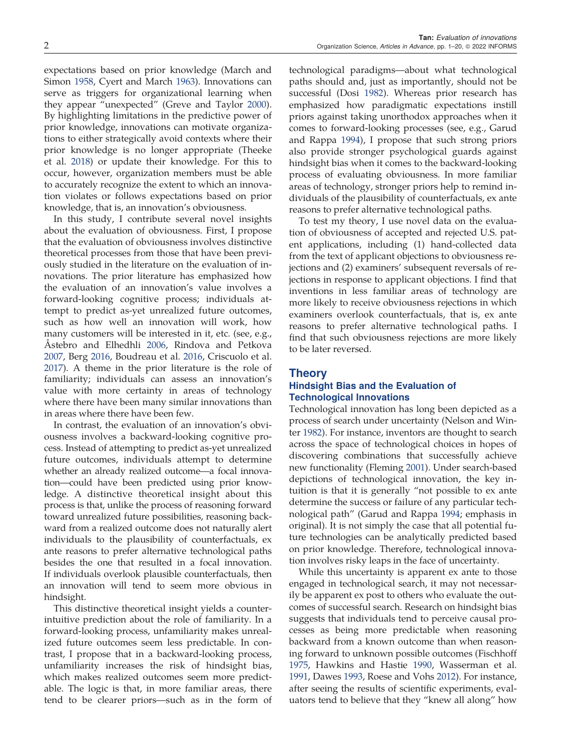expectations based on prior knowledge (March and Simon 1958, Cyert and March 1963). Innovations can serve as triggers for organizational learning when they appear "unexpected" (Greve and Taylor 2000). By highlighting limitations in the predictive power of prior knowledge, innovations can motivate organizations to either strategically avoid contexts where their prior knowledge is no longer appropriate (Theeke et al. 2018) or update their knowledge. For this to occur, however, organization members must be able to accurately recognize the extent to which an innovation violates or follows expectations based on prior knowledge, that is, an innovation's obviousness.

In this study, I contribute several novel insights about the evaluation of obviousness. First, I propose that the evaluation of obviousness involves distinctive theoretical processes from those that have been previously studied in the literature on the evaluation of innovations. The prior literature has emphasized how the evaluation of an innovation's value involves a forward-looking cognitive process; individuals attempt to predict as-yet unrealized future outcomes, such as how well an innovation will work, how many customers will be interested in it, etc. (see, e.g., Åstebro and Elhedhli 2006, Rindova and Petkova 2007, Berg 2016, Boudreau et al. 2016, Criscuolo et al. 2017). A theme in the prior literature is the role of familiarity; individuals can assess an innovation's value with more certainty in areas of technology where there have been many similar innovations than in areas where there have been few.

In contrast, the evaluation of an innovation's obviousness involves a backward-looking cognitive process. Instead of attempting to predict as-yet unrealized future outcomes, individuals attempt to determine whether an already realized outcome—a focal innovation—could have been predicted using prior knowledge. A distinctive theoretical insight about this process is that, unlike the process of reasoning forward toward unrealized future possibilities, reasoning backward from a realized outcome does not naturally alert individuals to the plausibility of counterfactuals, ex ante reasons to prefer alternative technological paths besides the one that resulted in a focal innovation. If individuals overlook plausible counterfactuals, then an innovation will tend to seem more obvious in hindsight.

This distinctive theoretical insight yields a counterintuitive prediction about the role of familiarity. In a forward-looking process, unfamiliarity makes unrealized future outcomes seem less predictable. In contrast, I propose that in a backward-looking process, unfamiliarity increases the risk of hindsight bias, which makes realized outcomes seem more predictable. The logic is that, in more familiar areas, there tend to be clearer priors—such as in the form of technological paradigms—about what technological paths should and, just as importantly, should not be successful (Dosi 1982). Whereas prior research has emphasized how paradigmatic expectations instill priors against taking unorthodox approaches when it comes to forward-looking processes (see, e.g., Garud and Rappa 1994), I propose that such strong priors also provide stronger psychological guards against hindsight bias when it comes to the backward-looking process of evaluating obviousness. In more familiar areas of technology, stronger priors help to remind individuals of the plausibility of counterfactuals, ex ante reasons to prefer alternative technological paths.

To test my theory, I use novel data on the evaluation of obviousness of accepted and rejected U.S. patent applications, including (1) hand-collected data from the text of applicant objections to obviousness rejections and (2) examiners' subsequent reversals of rejections in response to applicant objections. I find that inventions in less familiar areas of technology are more likely to receive obviousness rejections in which examiners overlook counterfactuals, that is, ex ante reasons to prefer alternative technological paths. I find that such obviousness rejections are more likely to be later reversed.

## Theory

### Hindsight Bias and the Evaluation of Technological Innovations

Technological innovation has long been depicted as a process of search under uncertainty (Nelson and Winter 1982). For instance, inventors are thought to search across the space of technological choices in hopes of discovering combinations that successfully achieve new functionality (Fleming 2001). Under search-based depictions of technological innovation, the key intuition is that it is generally "not possible to ex ante determine the success or failure of any particular technological path" (Garud and Rappa 1994; emphasis in original). It is not simply the case that all potential future technologies can be analytically predicted based on prior knowledge. Therefore, technological innovation involves risky leaps in the face of uncertainty.

While this uncertainty is apparent ex ante to those engaged in technological search, it may not necessarily be apparent ex post to others who evaluate the outcomes of successful search. Research on hindsight bias suggests that individuals tend to perceive causal processes as being more predictable when reasoning backward from a known outcome than when reasoning forward to unknown possible outcomes (Fischhoff 1975, Hawkins and Hastie 1990, Wasserman et al. 1991, Dawes 1993, Roese and Vohs 2012). For instance, after seeing the results of scientific experiments, evaluators tend to believe that they "knew all along" how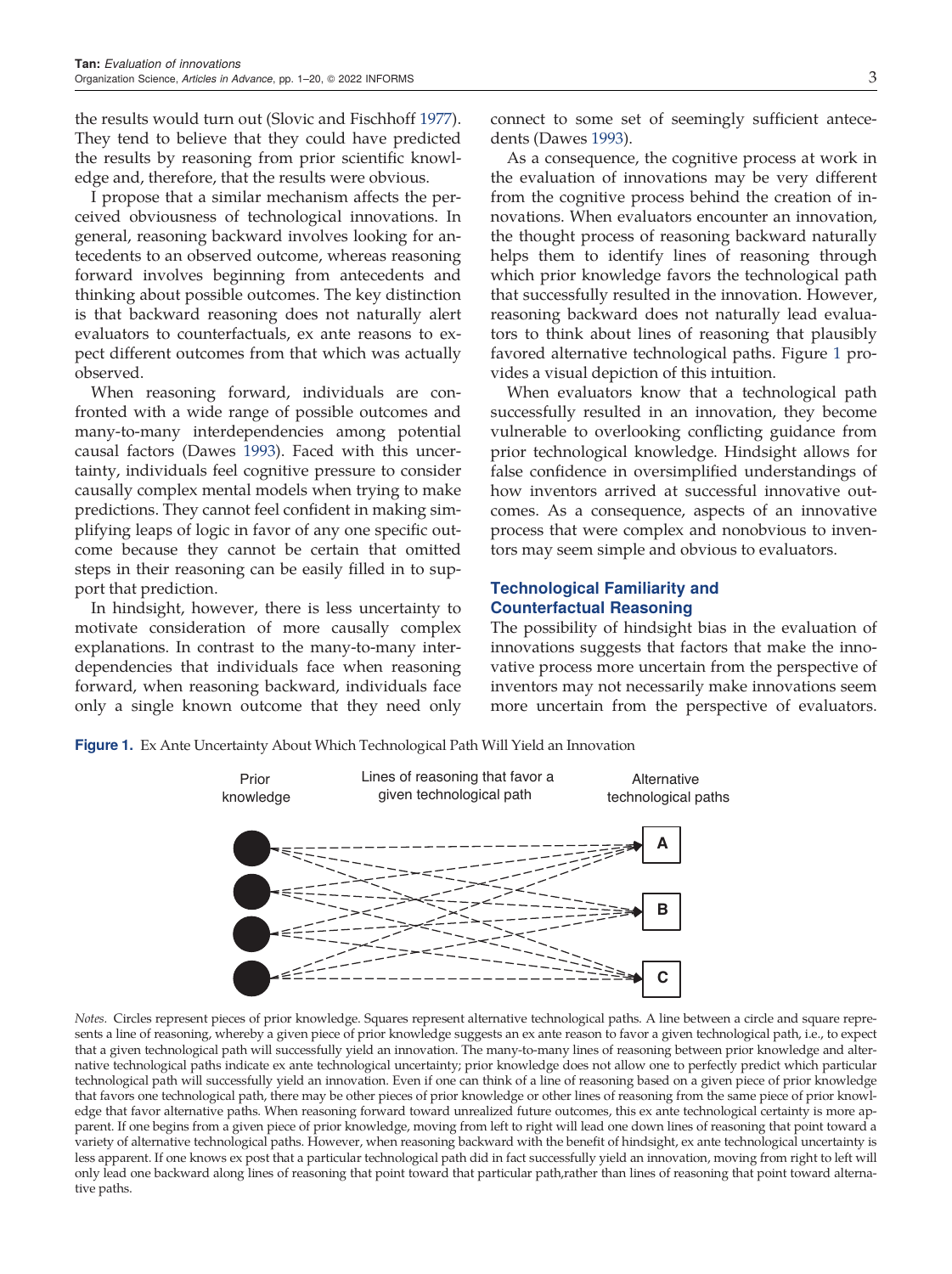the results would turn out (Slovic and Fischhoff 1977). They tend to believe that they could have predicted the results by reasoning from prior scientific knowledge and, therefore, that the results were obvious.

I propose that a similar mechanism affects the perceived obviousness of technological innovations. In general, reasoning backward involves looking for antecedents to an observed outcome, whereas reasoning forward involves beginning from antecedents and thinking about possible outcomes. The key distinction is that backward reasoning does not naturally alert evaluators to counterfactuals, ex ante reasons to expect different outcomes from that which was actually observed.

When reasoning forward, individuals are confronted with a wide range of possible outcomes and many-to-many interdependencies among potential causal factors (Dawes 1993). Faced with this uncertainty, individuals feel cognitive pressure to consider causally complex mental models when trying to make predictions. They cannot feel confident in making simplifying leaps of logic in favor of any one specific outcome because they cannot be certain that omitted steps in their reasoning can be easily filled in to support that prediction.

In hindsight, however, there is less uncertainty to motivate consideration of more causally complex explanations. In contrast to the many-to-many interdependencies that individuals face when reasoning forward, when reasoning backward, individuals face only a single known outcome that they need only connect to some set of seemingly sufficient antecedents (Dawes 1993).

As a consequence, the cognitive process at work in the evaluation of innovations may be very different from the cognitive process behind the creation of innovations. When evaluators encounter an innovation, the thought process of reasoning backward naturally helps them to identify lines of reasoning through which prior knowledge favors the technological path that successfully resulted in the innovation. However, reasoning backward does not naturally lead evaluators to think about lines of reasoning that plausibly favored alternative technological paths. Figure 1 provides a visual depiction of this intuition.

When evaluators know that a technological path successfully resulted in an innovation, they become vulnerable to overlooking conflicting guidance from prior technological knowledge. Hindsight allows for false confidence in oversimplified understandings of how inventors arrived at successful innovative outcomes. As a consequence, aspects of an innovative process that were complex and nonobvious to inventors may seem simple and obvious to evaluators.

## Technological Familiarity and Counterfactual Reasoning

The possibility of hindsight bias in the evaluation of innovations suggests that factors that make the innovative process more uncertain from the perspective of inventors may not necessarily make innovations seem more uncertain from the perspective of evaluators.

**Figure 1.** Ex Ante Uncertainty About Which Technological Path Will Yield an Innovation

Prior knowledge | Lines of reasoning that favor a given technological path | Alternative technological paths

A

B

C

*Notes.* Circles represent pieces of prior knowledge. Squares represent alternative technological paths. A line between a circle and square represents a line of reasoning, whereby a given piece of prior knowledge suggests an ex ante reason to favor a given technological path, i.e., to expect that a given technological path will successfully yield an innovation. The many-to-many lines of reasoning between prior knowledge and alternative technological paths indicate ex ante technological uncertainty; prior knowledge does not allow one to perfectly predict which particular technological path will successfully yield an innovation. Even if one can think of a line of reasoning based on a given piece of prior knowledge that favors one technological path, there may be other pieces of prior knowledge or other lines of reasoning from the same piece of prior knowledge that favor alternative paths. When reasoning forward toward unrealized future outcomes, this ex ante technological certainty is more apparent. If one begins from a given piece of prior knowledge, moving from left to right will lead one down lines of reasoning that point toward a variety of alternative technological paths. However, when reasoning backward with the benefit of hindsight, ex ante technological uncertainty is less apparent. If one knows ex post that a particular technological path did in fact successfully yield an innovation, moving from right to left will only lead one backward along lines of reasoning that point toward that particular path,rather than lines of reasoning that point toward alternative paths.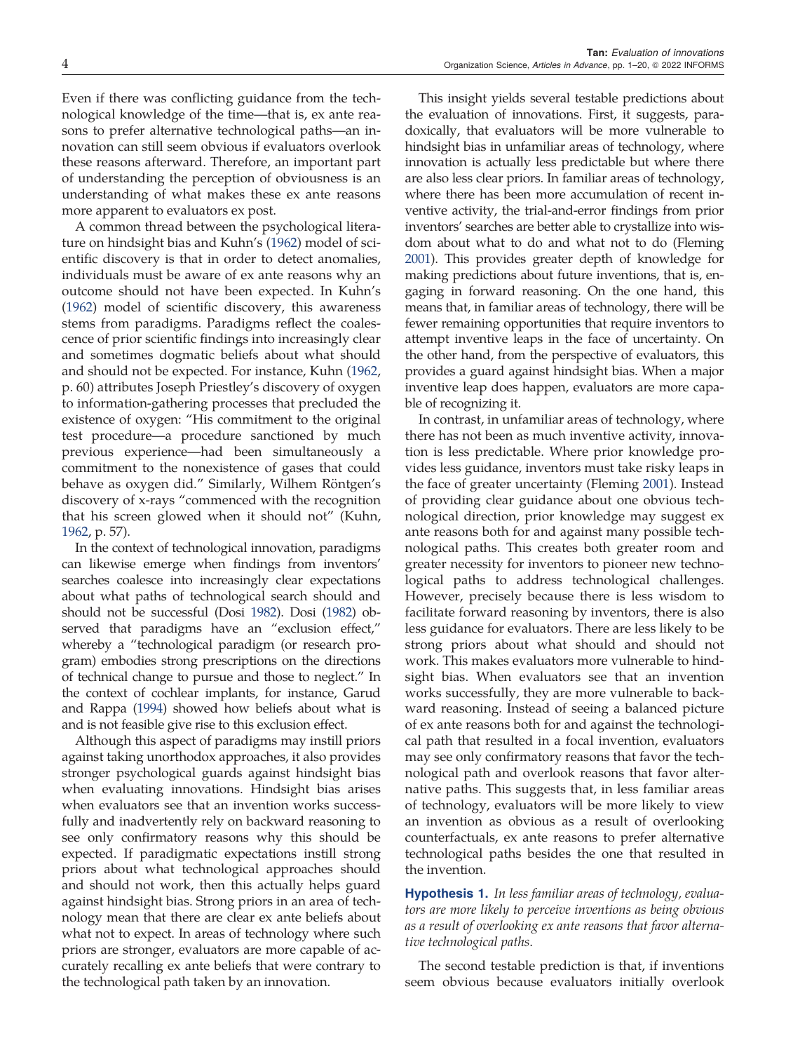Even if there was conflicting guidance from the technological knowledge of the time—that is, ex ante reasons to prefer alternative technological paths—an innovation can still seem obvious if evaluators overlook these reasons afterward. Therefore, an important part of understanding the perception of obviousness is an understanding of what makes these ex ante reasons more apparent to evaluators ex post.

A common thread between the psychological literature on hindsight bias and Kuhn's (1962) model of scientific discovery is that in order to detect anomalies, individuals must be aware of ex ante reasons why an outcome should not have been expected. In Kuhn's (1962) model of scientific discovery, this awareness stems from paradigms. Paradigms reflect the coalescence of prior scientific findings into increasingly clear and sometimes dogmatic beliefs about what should and should not be expected. For instance, Kuhn (1962, p. 60) attributes Joseph Priestley's discovery of oxygen to information-gathering processes that precluded the existence of oxygen: "His commitment to the original test procedure—a procedure sanctioned by much previous experience—had been simultaneously a commitment to the nonexistence of gases that could behave as oxygen did." Similarly, Wilhem Röntgen's discovery of x-rays "commenced with the recognition that his screen glowed when it should not" (Kuhn, 1962, p. 57).

In the context of technological innovation, paradigms can likewise emerge when findings from inventors' searches coalesce into increasingly clear expectations about what paths of technological search should and should not be successful (Dosi 1982). Dosi (1982) observed that paradigms have an "exclusion effect," whereby a "technological paradigm (or research program) embodies strong prescriptions on the directions of technical change to pursue and those to neglect." In the context of cochlear implants, for instance, Garud and Rappa (1994) showed how beliefs about what is and is not feasible give rise to this exclusion effect.

Although this aspect of paradigms may instill priors against taking unorthodox approaches, it also provides stronger psychological guards against hindsight bias when evaluating innovations. Hindsight bias arises when evaluators see that an invention works successfully and inadvertently rely on backward reasoning to see only confirmatory reasons why this should be expected. If paradigmatic expectations instill strong priors about what technological approaches should and should not work, then this actually helps guard against hindsight bias. Strong priors in an area of technology mean that there are clear ex ante beliefs about what not to expect. In areas of technology where such priors are stronger, evaluators are more capable of accurately recalling ex ante beliefs that were contrary to the technological path taken by an innovation.

This insight yields several testable predictions about the evaluation of innovations. First, it suggests, paradoxically, that evaluators will be more vulnerable to hindsight bias in unfamiliar areas of technology, where innovation is actually less predictable but where there are also less clear priors. In familiar areas of technology, where there has been more accumulation of recent inventive activity, the trial-and-error findings from prior inventors' searches are better able to crystallize into wisdom about what to do and what not to do (Fleming 2001). This provides greater depth of knowledge for making predictions about future inventions, that is, engaging in forward reasoning. On the one hand, this means that, in familiar areas of technology, there will be fewer remaining opportunities that require inventors to attempt inventive leaps in the face of uncertainty. On the other hand, from the perspective of evaluators, this provides a guard against hindsight bias. When a major inventive leap does happen, evaluators are more capable of recognizing it.

In contrast, in unfamiliar areas of technology, where there has not been as much inventive activity, innovation is less predictable. Where prior knowledge provides less guidance, inventors must take risky leaps in the face of greater uncertainty (Fleming 2001). Instead of providing clear guidance about one obvious technological direction, prior knowledge may suggest ex ante reasons both for and against many possible technological paths. This creates both greater room and greater necessity for inventors to pioneer new technological paths to address technological challenges. However, precisely because there is less wisdom to facilitate forward reasoning by inventors, there is also less guidance for evaluators. There are less likely to be strong priors about what should and should not work. This makes evaluators more vulnerable to hindsight bias. When evaluators see that an invention works successfully, they are more vulnerable to backward reasoning. Instead of seeing a balanced picture of ex ante reasons both for and against the technological path that resulted in a focal invention, evaluators may see only confirmatory reasons that favor the technological path and overlook reasons that favor alternative paths. This suggests that, in less familiar areas of technology, evaluators will be more likely to view an invention as obvious as a result of overlooking counterfactuals, ex ante reasons to prefer alternative technological paths besides the one that resulted in the invention.

**Hypothesis 1.** *In less familiar areas of technology, evaluators are more likely to perceive inventions as being obvious as a result of overlooking ex ante reasons that favor alternative technological paths.*

The second testable prediction is that, if inventions seem obvious because evaluators initially overlook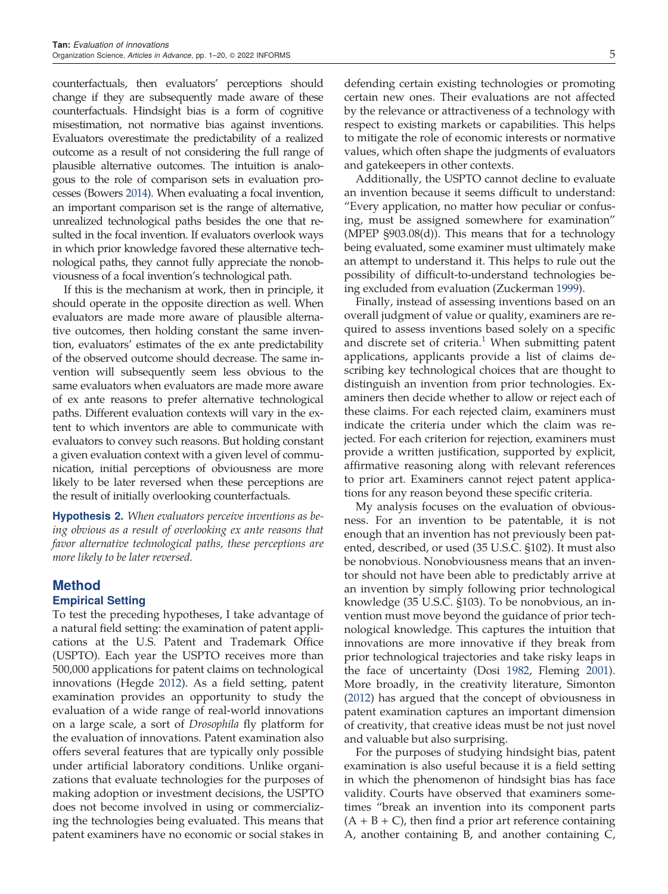counterfactuals, then evaluators' perceptions should change if they are subsequently made aware of these counterfactuals. Hindsight bias is a form of cognitive misestimation, not normative bias against inventions. Evaluators overestimate the predictability of a realized outcome as a result of not considering the full range of plausible alternative outcomes. The intuition is analogous to the role of comparison sets in evaluation processes (Bowers 2014). When evaluating a focal invention, an important comparison set is the range of alternative, unrealized technological paths besides the one that resulted in the focal invention. If evaluators overlook ways in which prior knowledge favored these alternative technological paths, they cannot fully appreciate the nonobviousness of a focal invention's technological path.

If this is the mechanism at work, then in principle, it should operate in the opposite direction as well. When evaluators are made more aware of plausible alternative outcomes, then holding constant the same invention, evaluators' estimates of the ex ante predictability of the observed outcome should decrease. The same invention will subsequently seem less obvious to the same evaluators when evaluators are made more aware of ex ante reasons to prefer alternative technological paths. Different evaluation contexts will vary in the extent to which inventors are able to communicate with evaluators to convey such reasons. But holding constant a given evaluation context with a given level of communication, initial perceptions of obviousness are more likely to be later reversed when these perceptions are the result of initially overlooking counterfactuals.

**Hypothesis 2.** *When evaluators perceive inventions as being obvious as a result of overlooking ex ante reasons that favor alternative technological paths, these perceptions are more likely to be later reversed.*

## Method

### Empirical Setting

To test the preceding hypotheses, I take advantage of a natural field setting: the examination of patent applications at the U.S. Patent and Trademark Office (USPTO). Each year the USPTO receives more than 500,000 applications for patent claims on technological innovations (Hegde 2012). As a field setting, patent examination provides an opportunity to study the evaluation of a wide range of real-world innovations on a large scale, a sort of *Drosophila* fly platform for the evaluation of innovations. Patent examination also offers several features that are typically only possible under artificial laboratory conditions. Unlike organizations that evaluate technologies for the purposes of making adoption or investment decisions, the USPTO does not become involved in using or commercializing the technologies being evaluated. This means that patent examiners have no economic or social stakes in defending certain existing technologies or promoting certain new ones. Their evaluations are not affected by the relevance or attractiveness of a technology with respect to existing markets or capabilities. This helps to mitigate the role of economic interests or normative values, which often shape the judgments of evaluators and gatekeepers in other contexts.

Additionally, the USPTO cannot decline to evaluate an invention because it seems difficult to understand: "Every application, no matter how peculiar or confusing, must be assigned somewhere for examination" (MPEP §903.08(d)). This means that for a technology being evaluated, some examiner must ultimately make an attempt to understand it. This helps to rule out the possibility of difficult-to-understand technologies being excluded from evaluation (Zuckerman 1999).

Finally, instead of assessing inventions based on an overall judgment of value or quality, examiners are required to assess inventions based solely on a specific and discrete set of criteria.[1] When submitting patent applications, applicants provide a list of claims describing key technological choices that are thought to distinguish an invention from prior technologies. Examiners then decide whether to allow or reject each of these claims. For each rejected claim, examiners must indicate the criteria under which the claim was rejected. For each criterion for rejection, examiners must provide a written justification, supported by explicit, affirmative reasoning along with relevant references to prior art. Examiners cannot reject patent applications for any reason beyond these specific criteria.

My analysis focuses on the evaluation of obviousness. For an invention to be patentable, it is not enough that an invention has not previously been patented, described, or used (35 U.S.C. §102). It must also be nonobvious. Nonobviousness means that an inventor should not have been able to predictably arrive at an invention by simply following prior technological knowledge (35 U.S.C. §103). To be nonobvious, an invention must move beyond the guidance of prior technological knowledge. This captures the intuition that innovations are more innovative if they break from prior technological trajectories and take risky leaps in the face of uncertainty (Dosi 1982, Fleming 2001). More broadly, in the creativity literature, Simonton (2012) has argued that the concept of obviousness in patent examination captures an important dimension of creativity, that creative ideas must be not just novel and valuable but also surprising.

For the purposes of studying hindsight bias, patent examination is also useful because it is a field setting in which the phenomenon of hindsight bias has face validity. Courts have observed that examiners sometimes "break an invention into its component parts (A + B + C), then find a prior art reference containing A, another containing B, and another containing C,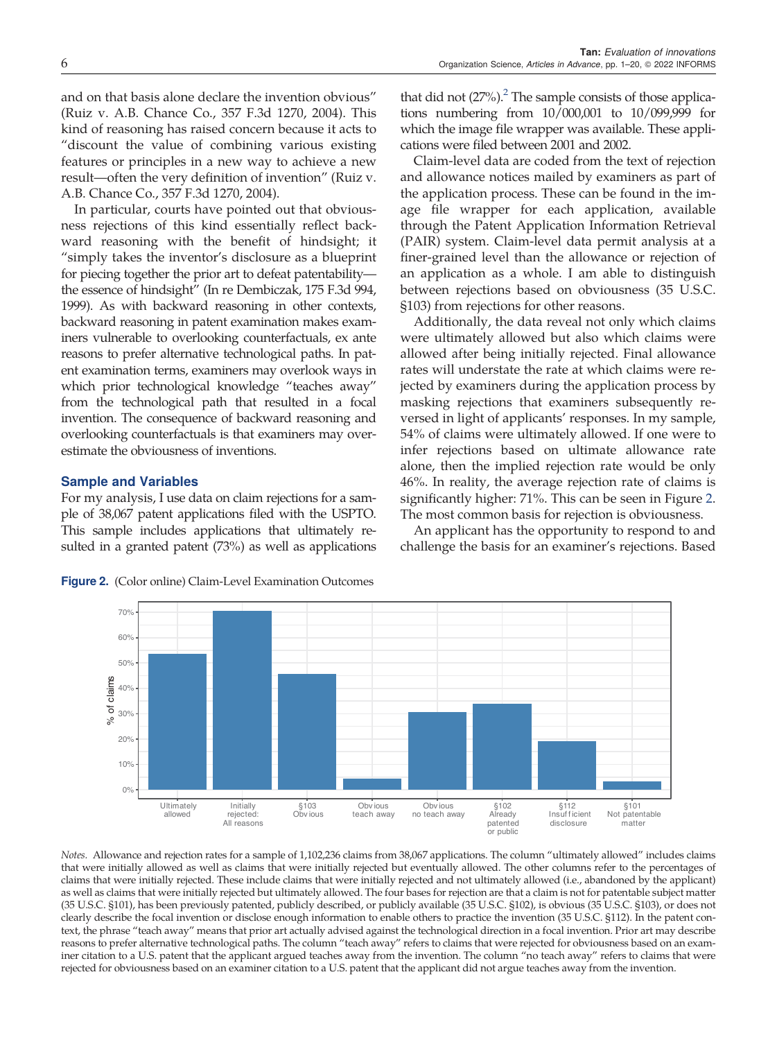and on that basis alone declare the invention obvious" (Ruiz v. A.B. Chance Co., 357 F.3d 1270, 2004). This kind of reasoning has raised concern because it acts to "discount the value of combining various existing features or principles in a new way to achieve a new result—often the very definition of invention" (Ruiz v. A.B. Chance Co., 357 F.3d 1270, 2004).

In particular, courts have pointed out that obviousness rejections of this kind essentially reflect backward reasoning with the benefit of hindsight; it "simply takes the inventor's disclosure as a blueprint for piecing together the prior art to defeat patentability—the essence of hindsight" (In re Dembiczak, 175 F.3d 994, 1999). As with backward reasoning in other contexts, backward reasoning in patent examination makes examiners vulnerable to overlooking counterfactuals, ex ante reasons to prefer alternative technological paths. In patent examination terms, examiners may overlook ways in which prior technological knowledge "teaches away" from the technological path that resulted in a focal invention. The consequence of backward reasoning and overlooking counterfactuals is that examiners may overestimate the obviousness of inventions.

## Sample and Variables

For my analysis, I use data on claim rejections for a sample of 38,067 patent applications filed with the USPTO. This sample includes applications that ultimately resulted in a granted patent (73%) as well as applications that did not (27%).[2] The sample consists of those applications numbering from 10/000,001 to 10/099,999 for which the image file wrapper was available. These applications were filed between 2001 and 2002.

Claim-level data are coded from the text of rejection and allowance notices mailed by examiners as part of the application process. These can be found in the image file wrapper for each application, available through the Patent Application Information Retrieval (PAIR) system. Claim-level data permit analysis at a finer-grained level than the allowance or rejection of an application as a whole. I am able to distinguish between rejections based on obviousness (35 U.S.C. §103) from rejections for other reasons.

Additionally, the data reveal not only which claims were ultimately allowed but also which claims were allowed after being initially rejected. Final allowance rates will understate the rate at which claims were rejected by examiners during the application process by masking rejections that examiners subsequently reversed in light of applicants' responses. In my sample, 54% of claims were ultimately allowed. If one were to infer rejections based on ultimate allowance rate alone, then the implied rejection rate would be only 46%. In reality, the average rejection rate of claims is significantly higher: 71%. This can be seen in Figure 2. The most common basis for rejection is obviousness.

An applicant has the opportunity to respond to and challenge the basis for an examiner's rejections. Based

**Figure 2.** (Color online) Claim-Level Examination Outcomes

*Notes.* Allowance and rejection rates for a sample of 1,102,236 claims from 38,067 applications. The column "ultimately allowed" includes claims that were initially allowed as well as claims that were initially rejected but eventually allowed. The other columns refer to the percentages of claims that were initially rejected. These include claims that were initially rejected and not ultimately allowed (i.e., abandoned by the applicant) as well as claims that were initially rejected but ultimately allowed. The four bases for rejection are that a claim is not for patentable subject matter (35 U.S.C. §101), has been previously patented, publicly described, or publicly available (35 U.S.C. §102), is obvious (35 U.S.C. §103), or does not clearly describe the focal invention or disclose enough information to enable others to practice the invention (35 U.S.C. §112). In the patent context, the phrase "teach away" means that prior art actually advised against the technological direction in a focal invention. Prior art may describe reasons to prefer alternative technological paths. The column "teach away" refers to claims that were rejected for obviousness based on an examiner citation to a U.S. patent that the applicant argued teaches away from the invention. The column "no teach away" refers to claims that were rejected for obviousness based on an examiner citation to a U.S. patent that the applicant did not argue teaches away from the invention.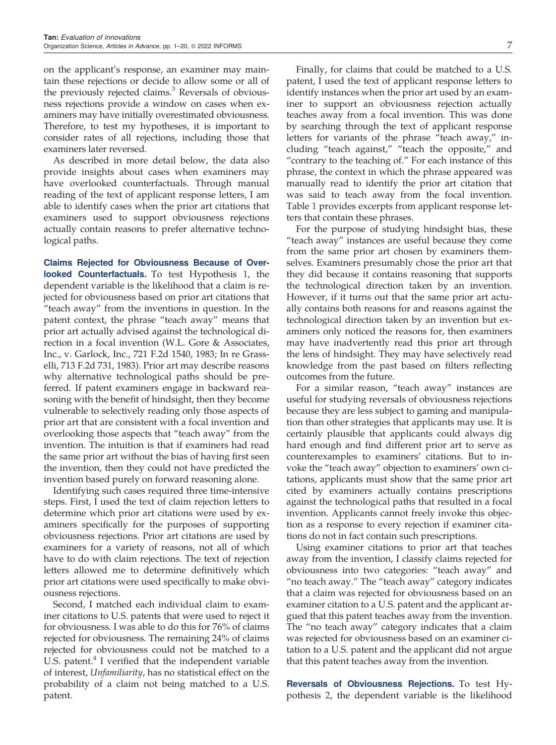on the applicant's response, an examiner may maintain these rejections or decide to allow some or all of the previously rejected claims.[3] Reversals of obviousness rejections provide a window on cases when examiners may have initially overestimated obviousness. Therefore, to test my hypotheses, it is important to consider rates of all rejections, including those that examiners later reversed.

As described in more detail below, the data also provide insights about cases when examiners may have overlooked counterfactuals. Through manual reading of the text of applicant response letters, I am able to identify cases when the prior art citations that examiners used to support obviousness rejections actually contain reasons to prefer alternative technological paths.

**Claims Rejected for Obviousness Because of Overlooked Counterfactuals.** To test Hypothesis 1, the dependent variable is the likelihood that a claim is rejected for obviousness based on prior art citations that "teach away" from the inventions in question. In the patent context, the phrase "teach away" means that prior art actually advised against the technological direction in a focal invention (W.L. Gore & Associates, Inc., v. Garlock, Inc., 721 F.2d 1540, 1983; In re Grasselli, 713 F.2d 731, 1983). Prior art may describe reasons why alternative technological paths should be preferred. If patent examiners engage in backward reasoning with the benefit of hindsight, then they become vulnerable to selectively reading only those aspects of prior art that are consistent with a focal invention and overlooking those aspects that "teach away" from the invention. The intuition is that if examiners had read the same prior art without the bias of having first seen the invention, then they could not have predicted the invention based purely on forward reasoning alone.

Identifying such cases required three time-intensive steps. First, I used the text of claim rejection letters to determine which prior art citations were used by examiners specifically for the purposes of supporting obviousness rejections. Prior art citations are used by examiners for a variety of reasons, not all of which have to do with claim rejections. The text of rejection letters allowed me to determine definitively which prior art citations were used specifically to make obviousness rejections.

Second, I matched each individual claim to examiner citations to U.S. patents that were used to reject it for obviousness. I was able to do this for 76% of claims rejected for obviousness. The remaining 24% of claims rejected for obviousness could not be matched to a U.S. patent.[4] I verified that the independent variable of interest, *Unfamiliarity*, has no statistical effect on the probability of a claim not being matched to a U.S. patent.

Finally, for claims that could be matched to a U.S. patent, I used the text of applicant response letters to identify instances when the prior art used by an examiner to support an obviousness rejection actually teaches away from a focal invention. This was done by searching through the text of applicant response letters for variants of the phrase "teach away," including "teach against," "teach the opposite," and "contrary to the teaching of." For each instance of this phrase, the context in which the phrase appeared was manually read to identify the prior art citation that was said to teach away from the focal invention. Table 1 provides excerpts from applicant response letters that contain these phrases.

For the purpose of studying hindsight bias, these "teach away" instances are useful because they come from the same prior art chosen by examiners themselves. Examiners presumably chose the prior art that they did because it contains reasoning that supports the technological direction taken by an invention. However, if it turns out that the same prior art actually contains both reasons for and reasons against the technological direction taken by an invention but examiners only noticed the reasons for, then examiners may have inadvertently read this prior art through the lens of hindsight. They may have selectively read knowledge from the past based on filters reflecting outcomes from the future.

For a similar reason, "teach away" instances are useful for studying reversals of obviousness rejections because they are less subject to gaming and manipulation than other strategies that applicants may use. It is certainly plausible that applicants could always dig hard enough and find different prior art to serve as counterexamples to examiners' citations. But to invoke the "teach away" objection to examiners' own citations, applicants must show that the same prior art cited by examiners actually contains prescriptions against the technological paths that resulted in a focal invention. Applicants cannot freely invoke this objection as a response to every rejection if examiner citations do not in fact contain such prescriptions.

Using examiner citations to prior art that teaches away from the invention, I classify claims rejected for obviousness into two categories: "teach away" and "no teach away." The "teach away" category indicates that a claim was rejected for obviousness based on an examiner citation to a U.S. patent and the applicant argued that this patent teaches away from the invention. The "no teach away" category indicates that a claim was rejected for obviousness based on an examiner citation to a U.S. patent and the applicant did not argue that this patent teaches away from the invention.

**Reversals of Obviousness Rejections.** To test Hypothesis 2, the dependent variable is the likelihood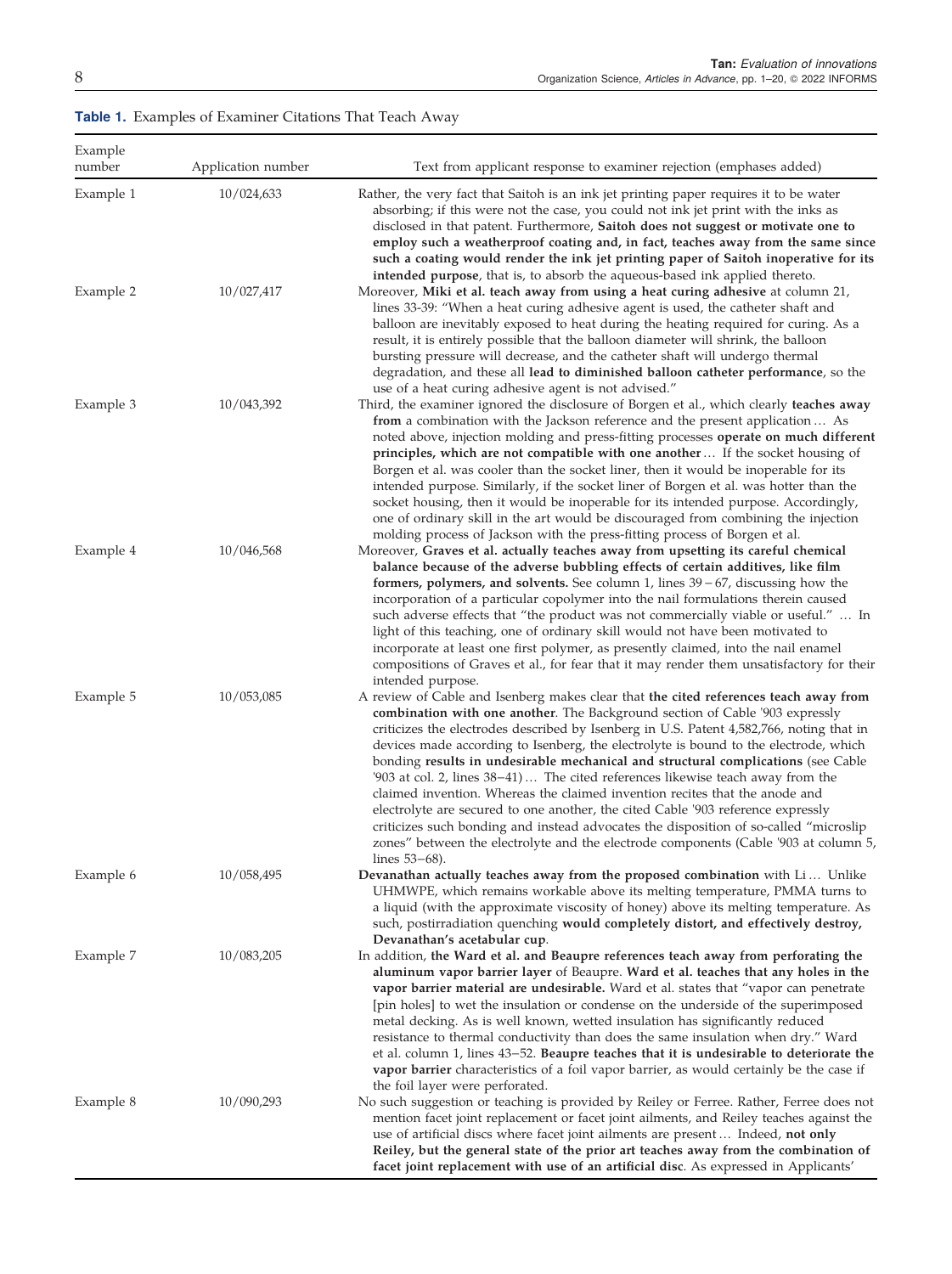**Table 1.** Examples of Examiner Citations That Teach Away

| Example number | Application number | Text from applicant response to examiner rejection (emphases added) |
|---|---|---|
| Example 1 | 10/024,633 | Rather, the very fact that Saitoh is an ink jet printing paper requires it to be water absorbing; if this were not the case, you could not ink jet print with the inks as disclosed in that patent. Furthermore, **Saitoh does not suggest or motivate one to employ such a weatherproof coating and, in fact, teaches away from the same since such a coating would render the ink jet printing paper of Saitoh inoperative for its intended purpose**, that is, to absorb the aqueous-based ink applied thereto. |
| Example 2 | 10/027,417 | Moreover, **Miki et al. teach away from using a heat curing adhesive** at column 21, lines 33-39: "When a heat curing adhesive agent is used, the catheter shaft and balloon are inevitably exposed to heat during the heating required for curing. As a result, it is entirely possible that the balloon diameter will shrink, the balloon bursting pressure will decrease, and the catheter shaft will undergo thermal degradation, and these all **lead to diminished balloon catheter performance**, so the use of a heat curing adhesive agent is not advised." |
| Example 3 | 10/043,392 | Third, the examiner ignored the disclosure of Borgen et al., which clearly **teaches away from** a combination with the Jackson reference and the present application … As noted above, injection molding and press-fitting processes **operate on much different principles, which are not compatible with one another** … If the socket housing of Borgen et al. was cooler than the socket liner, then it would be inoperable for its intended purpose. Similarly, if the socket liner of Borgen et al. was hotter than the socket housing, then it would be inoperable for its intended purpose. Accordingly, one of ordinary skill in the art would be discouraged from combining the injection molding process of Jackson with the press-fitting process of Borgen et al. |
| Example 4 | 10/046,568 | Moreover, **Graves et al. actually teaches away from upsetting its careful chemical balance because of the adverse bubbling effects of certain additives, like film formers, polymers, and solvents.** See column 1, lines 39 − 67, discussing how the incorporation of a particular copolymer into the nail formulations therein caused such adverse effects that "the product was not commercially viable or useful." … In light of this teaching, one of ordinary skill would not have been motivated to incorporate at least one first polymer, as presently claimed, into the nail enamel compositions of Graves et al., for fear that it may render them unsatisfactory for their intended purpose. |
| Example 5 | 10/053,085 | A review of Cable and Isenberg makes clear that **the cited references teach away from combination with one another**. The Background section of Cable '903 expressly criticizes the electrodes described by Isenberg in U.S. Patent 4,582,766, noting that in devices made according to Isenberg, the electrolyte is bound to the electrode, which bonding **results in undesirable mechanical and structural complications** (see Cable '903 at col. 2, lines 38−41) … The cited references likewise teach away from the claimed invention. Whereas the claimed invention recites that the anode and electrolyte are secured to one another, the cited Cable '903 reference expressly criticizes such bonding and instead advocates the disposition of so-called "microslip zones" between the electrolyte and the electrode components (Cable '903 at column 5, lines 53−68). |
| Example 6 | 10/058,495 | **Devanathan actually teaches away from the proposed combination** with Li … Unlike UHMWPE, which remains workable above its melting temperature, PMMA turns to a liquid (with the approximate viscosity of honey) above its melting temperature. As such, postirradiation quenching **would completely distort, and effectively destroy, Devanathan's acetabular cup**. |
| Example 7 | 10/083,205 | In addition, **the Ward et al. and Beaupre references teach away from perforating the aluminum vapor barrier layer** of Beaupre. **Ward et al. teaches that any holes in the vapor barrier material are undesirable.** Ward et al. states that "vapor can penetrate [pin holes] to wet the insulation or condense on the underside of the superimposed metal decking. As is well known, wetted insulation has significantly reduced resistance to thermal conductivity than does the same insulation when dry." Ward et al. column 1, lines 43−52. **Beaupre teaches that it is undesirable to deteriorate the vapor barrier** characteristics of a foil vapor barrier, as would certainly be the case if the foil layer were perforated. |
| Example 8 | 10/090,293 | No such suggestion or teaching is provided by Reiley or Ferree. Rather, Ferree does not mention facet joint replacement or facet joint ailments, and Reiley teaches against the use of artificial discs where facet joint ailments are present … Indeed, **not only Reiley, but the general state of the prior art teaches away from the combination of facet joint replacement with use of an artificial disc**. As expressed in Applicants' |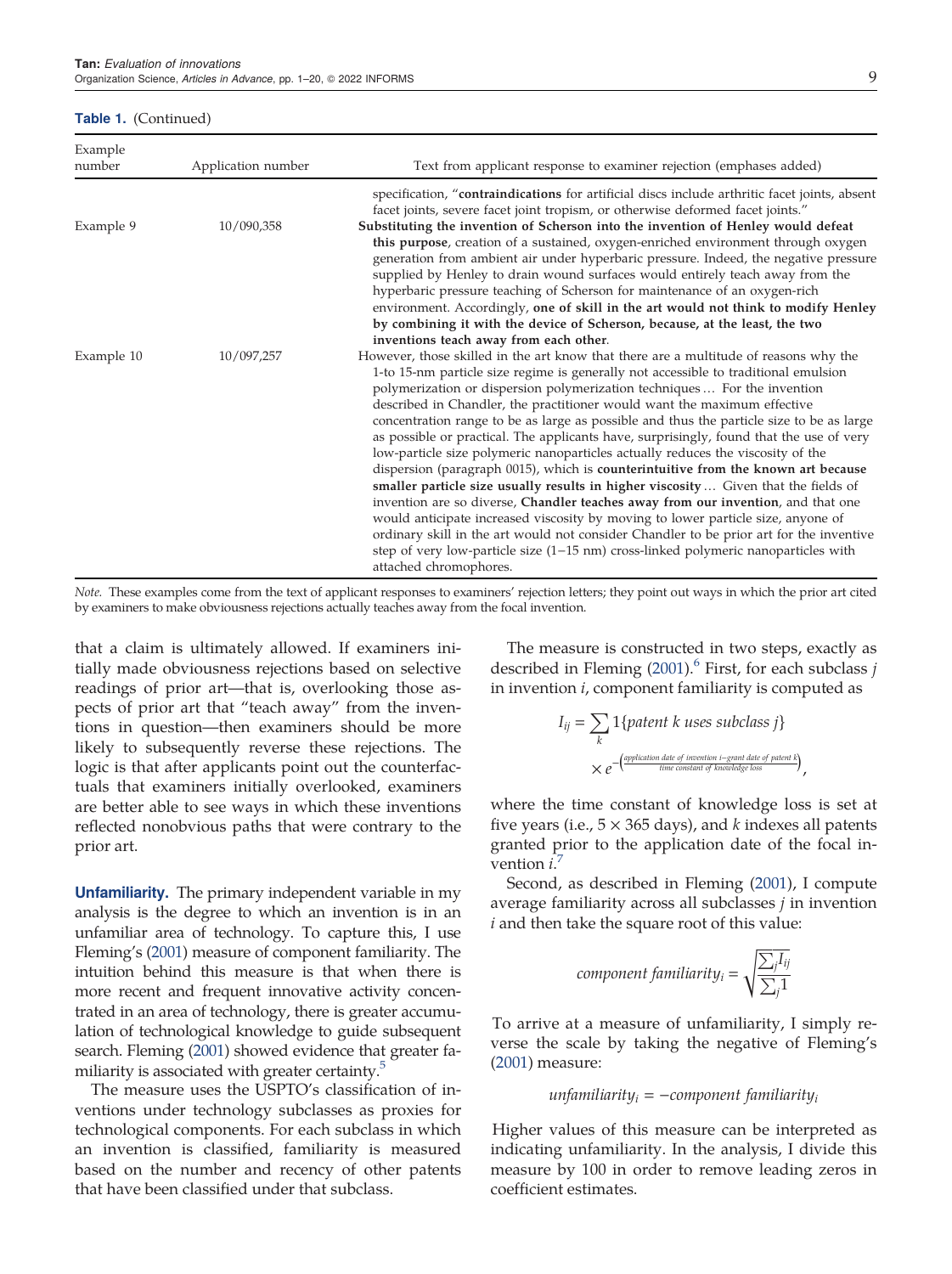**Table 1.** (Continued)

| Example number | Application number | Text from applicant response to examiner rejection (emphases added) |
|---|---|---|
| | | specification, "**contraindications** for artificial discs include arthritic facet joints, absent facet joints, severe facet joint tropism, or otherwise deformed facet joints." |
| Example 9 | 10/090,358 | **Substituting the invention of Scherson into the invention of Henley would defeat this purpose**, creation of a sustained, oxygen-enriched environment through oxygen generation from ambient air under hyperbaric pressure. Indeed, the negative pressure supplied by Henley to drain wound surfaces would entirely teach away from the hyperbaric pressure teaching of Scherson for maintenance of an oxygen-rich environment. Accordingly, **one of skill in the art would not think to modify Henley by combining it with the device of Scherson, because, at the least, the two inventions teach away from each other**. |
| Example 10 | 10/097,257 | However, those skilled in the art know that there are a multitude of reasons why the 1-to 15-nm particle size regime is generally not accessible to traditional emulsion polymerization or dispersion polymerization techniques … For the invention described in Chandler, the practitioner would want the maximum effective concentration range to be as large as possible and thus the particle size to be as large as possible or practical. The applicants have, surprisingly, found that the use of very low-particle size polymeric nanoparticles actually reduces the viscosity of the dispersion (paragraph 0015), which is **counterintuitive from the known art because smaller particle size usually results in higher viscosity** … Given that the fields of invention are so diverse, **Chandler teaches away from our invention**, and that one would anticipate increased viscosity by moving to lower particle size, anyone of ordinary skill in the art would not consider Chandler to be prior art for the inventive step of very low-particle size (1–15 nm) cross-linked polymeric nanoparticles with attached chromophores. |

*Note.* These examples come from the text of applicant responses to examiners' rejection letters; they point out ways in which the prior art cited by examiners to make obviousness rejections actually teaches away from the focal invention.

that a claim is ultimately allowed. If examiners initially made obviousness rejections based on selective readings of prior art—that is, overlooking those aspects of prior art that "teach away" from the inventions in question—then examiners should be more likely to subsequently reverse these rejections. The logic is that after applicants point out the counterfactuals that examiners initially overlooked, examiners are better able to see ways in which these inventions reflected nonobvious paths that were contrary to the prior art.

**Unfamiliarity.** The primary independent variable in my analysis is the degree to which an invention is in an unfamiliar area of technology. To capture this, I use Fleming's (2001) measure of component familiarity. The intuition behind this measure is that when there is more recent and frequent innovative activity concentrated in an area of technology, there is greater accumulation of technological knowledge to guide subsequent search. Fleming (2001) showed evidence that greater familiarity is associated with greater certainty.[5]

The measure uses the USPTO's classification of inventions under technology subclasses as proxies for technological components. For each subclass in which an invention is classified, familiarity is measured based on the number and recency of other patents that have been classified under that subclass.

The measure is constructed in two steps, exactly as described in Fleming (2001).[6] First, for each subclass $j$ in invention $i$, component familiarity is computed as

$$I_{ij} = \sum_k 1\{patent\ k\ uses\ subclass\ j\} \times e^{-\left(\frac{application\ date\ of\ invention\ i - grant\ date\ of\ patent\ k}{time\ constant\ of\ knowledge\ loss}\right)},$$

where the time constant of knowledge loss is set at five years (i.e., $5 \times 365$ days), and $k$ indexes all patents granted prior to the application date of the focal invention $i$.[7]

Second, as described in Fleming (2001), I compute average familiarity across all subclasses $j$ in invention $i$ and then take the square root of this value:

$$component\ familiarity_i = \sqrt{\frac{\sum_j I_{ij}}{\sum_j 1}}$$

To arrive at a measure of unfamiliarity, I simply reverse the scale by taking the negative of Fleming's (2001) measure:

$$unfamiliarity_i = -component\ familiarity_i$$

Higher values of this measure can be interpreted as indicating unfamiliarity. In the analysis, I divide this measure by 100 in order to remove leading zeros in coefficient estimates.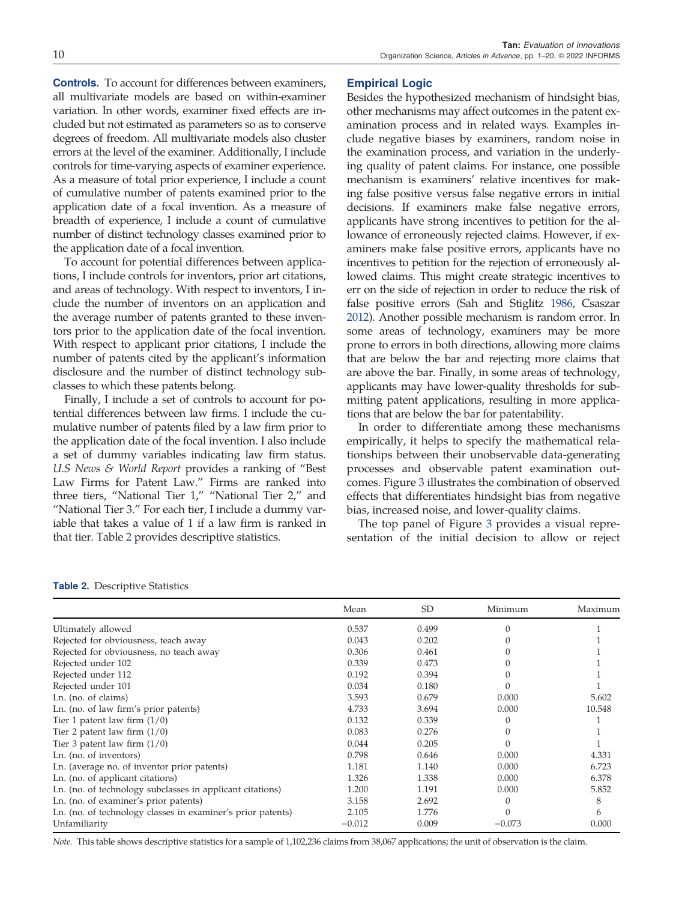**Controls.** To account for differences between examiners, all multivariate models are based on within-examiner variation. In other words, examiner fixed effects are included but not estimated as parameters so as to conserve degrees of freedom. All multivariate models also cluster errors at the level of the examiner. Additionally, I include controls for time-varying aspects of examiner experience. As a measure of total prior experience, I include a count of cumulative number of patents examined prior to the application date of a focal invention. As a measure of breadth of experience, I include a count of cumulative number of distinct technology classes examined prior to the application date of a focal invention.

To account for potential differences between applications, I include controls for inventors, prior art citations, and areas of technology. With respect to inventors, I include the number of inventors on an application and the average number of patents granted to these inventors prior to the application date of the focal invention. With respect to applicant prior citations, I include the number of patents cited by the applicant's information disclosure and the number of distinct technology subclasses to which these patents belong.

Finally, I include a set of controls to account for potential differences between law firms. I include the cumulative number of patents filed by a law firm prior to the application date of the focal invention. I also include a set of dummy variables indicating law firm status. *U.S News & World Report* provides a ranking of "Best Law Firms for Patent Law." Firms are ranked into three tiers, "National Tier 1," "National Tier 2," and "National Tier 3." For each tier, I include a dummy variable that takes a value of 1 if a law firm is ranked in that tier. Table 2 provides descriptive statistics.

## Empirical Logic

Besides the hypothesized mechanism of hindsight bias, other mechanisms may affect outcomes in the patent examination process and in related ways. Examples include negative biases by examiners, random noise in the examination process, and variation in the underlying quality of patent claims. For instance, one possible mechanism is examiners' relative incentives for making false positive versus false negative errors in initial decisions. If examiners make false negative errors, applicants have strong incentives to petition for the allowance of erroneously rejected claims. However, if examiners make false positive errors, applicants have no incentives to petition for the rejection of erroneously allowed claims. This might create strategic incentives to err on the side of rejection in order to reduce the risk of false positive errors (Sah and Stiglitz 1986, Csaszar 2012). Another possible mechanism is random error. In some areas of technology, examiners may be more prone to errors in both directions, allowing more claims that are below the bar and rejecting more claims that are above the bar. Finally, in some areas of technology, applicants may have lower-quality thresholds for submitting patent applications, resulting in more applications that are below the bar for patentability.

In order to differentiate among these mechanisms empirically, it helps to specify the mathematical relationships between their unobservable data-generating processes and observable patent examination outcomes. Figure 3 illustrates the combination of observed effects that differentiates hindsight bias from negative bias, increased noise, and lower-quality claims.

The top panel of Figure 3 provides a visual representation of the initial decision to allow or reject

**Table 2.** Descriptive Statistics

| | Mean | SD | Minimum | Maximum |
|---|---|---|---|---|
| Ultimately allowed | 0.537 | 0.499 | 0 | 1 |
| Rejected for obviousness, teach away | 0.043 | 0.202 | 0 | 1 |
| Rejected for obviousness, no teach away | 0.306 | 0.461 | 0 | 1 |
| Rejected under 102 | 0.339 | 0.473 | 0 | 1 |
| Rejected under 112 | 0.192 | 0.394 | 0 | 1 |
| Rejected under 101 | 0.034 | 0.180 | 0 | 1 |
| Ln. (no. of claims) | 3.593 | 0.679 | 0.000 | 5.602 |
| Ln. (no. of law firm's prior patents) | 4.733 | 3.694 | 0.000 | 10.548 |
| Tier 1 patent law firm (1/0) | 0.132 | 0.339 | 0 | 1 |
| Tier 2 patent law firm (1/0) | 0.083 | 0.276 | 0 | 1 |
| Tier 3 patent law firm (1/0) | 0.044 | 0.205 | 0 | 1 |
| Ln. (no. of inventors) | 0.798 | 0.646 | 0.000 | 4.331 |
| Ln. (average no. of inventor prior patents) | 1.181 | 1.140 | 0.000 | 6.723 |
| Ln. (no. of applicant citations) | 1.326 | 1.338 | 0.000 | 6.378 |
| Ln. (no. of technology subclasses in applicant citations) | 1.200 | 1.191 | 0.000 | 5.852 |
| Ln. (no. of examiner's prior patents) | 3.158 | 2.692 | 0 | 8 |
| Ln. (no. of technology classes in examiner's prior patents) | 2.105 | 1.776 | 0 | 6 |
| Unfamiliarity | −0.012 | 0.009 | −0.073 | 0.000 |

*Note.* This table shows descriptive statistics for a sample of 1,102,236 claims from 38,067 applications; the unit of observation is the claim.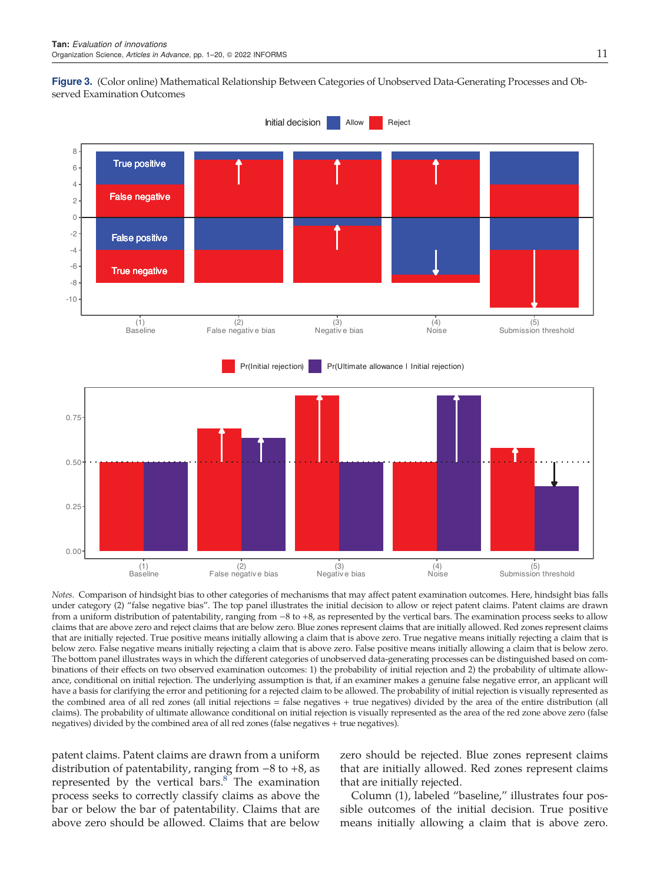**Figure 3.** (Color online) Mathematical Relationship Between Categories of Unobserved Data-Generating Processes and Observed Examination Outcomes

*Notes.* Comparison of hindsight bias to other categories of mechanisms that may affect patent examination outcomes. Here, hindsight bias falls under category (2) "false negative bias". The top panel illustrates the initial decision to allow or reject patent claims. Patent claims are drawn from a uniform distribution of patentability, ranging from −8 to +8, as represented by the vertical bars. The examination process seeks to allow claims that are above zero and reject claims that are below zero. Blue zones represent claims that are initially allowed. Red zones represent claims that are initially rejected. True positive means initially allowing a claim that is above zero. True negative means initially rejecting a claim that is below zero. False negative means initially rejecting a claim that is above zero. False positive means initially allowing a claim that is below zero. The bottom panel illustrates ways in which the different categories of unobserved data-generating processes can be distinguished based on combinations of their effects on two observed examination outcomes: 1) the probability of initial rejection and 2) the probability of ultimate allowance, conditional on initial rejection. The underlying assumption is that, if an examiner makes a genuine false negative error, an applicant will have a basis for clarifying the error and petitioning for a rejected claim to be allowed. The probability of initial rejection is visually represented as the combined area of all red zones (all initial rejections = false negatives + true negatives) divided by the area of the entire distribution (all claims). The probability of ultimate allowance conditional on initial rejection is visually represented as the area of the red zone above zero (false negatives) divided by the combined area of all red zones (false negatives + true negatives).

patent claims. Patent claims are drawn from a uniform distribution of patentability, ranging from −8 to +8, as represented by the vertical bars.[8] The examination process seeks to correctly classify claims as above the bar or below the bar of patentability. Claims that are above zero should be allowed. Claims that are below zero should be rejected. Blue zones represent claims that are initially allowed. Red zones represent claims that are initially rejected.

Column (1), labeled "baseline," illustrates four possible outcomes of the initial decision. True positive means initially allowing a claim that is above zero.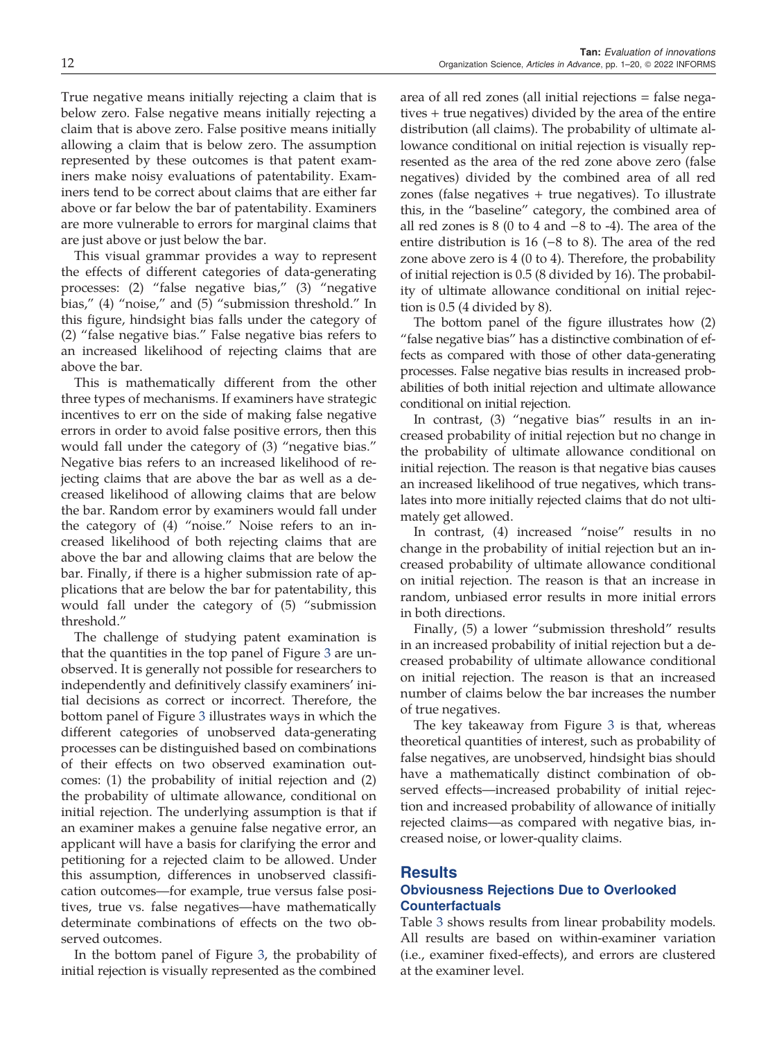True negative means initially rejecting a claim that is below zero. False negative means initially rejecting a claim that is above zero. False positive means initially allowing a claim that is below zero. The assumption represented by these outcomes is that patent examiners make noisy evaluations of patentability. Examiners tend to be correct about claims that are either far above or far below the bar of patentability. Examiners are more vulnerable to errors for marginal claims that are just above or just below the bar.

This visual grammar provides a way to represent the effects of different categories of data-generating processes: (2) "false negative bias," (3) "negative bias," (4) "noise," and (5) "submission threshold." In this figure, hindsight bias falls under the category of (2) "false negative bias." False negative bias refers to an increased likelihood of rejecting claims that are above the bar.

This is mathematically different from the other three types of mechanisms. If examiners have strategic incentives to err on the side of making false negative errors in order to avoid false positive errors, then this would fall under the category of (3) "negative bias." Negative bias refers to an increased likelihood of rejecting claims that are above the bar as well as a decreased likelihood of allowing claims that are below the bar. Random error by examiners would fall under the category of (4) "noise." Noise refers to an increased likelihood of both rejecting claims that are above the bar and allowing claims that are below the bar. Finally, if there is a higher submission rate of applications that are below the bar for patentability, this would fall under the category of (5) "submission threshold."

The challenge of studying patent examination is that the quantities in the top panel of Figure 3 are unobserved. It is generally not possible for researchers to independently and definitively classify examiners' initial decisions as correct or incorrect. Therefore, the bottom panel of Figure 3 illustrates ways in which the different categories of unobserved data-generating processes can be distinguished based on combinations of their effects on two observed examination outcomes: (1) the probability of initial rejection and (2) the probability of ultimate allowance, conditional on initial rejection. The underlying assumption is that if an examiner makes a genuine false negative error, an applicant will have a basis for clarifying the error and petitioning for a rejected claim to be allowed. Under this assumption, differences in unobserved classification outcomes—for example, true versus false positives, true vs. false negatives—have mathematically determinate combinations of effects on the two observed outcomes.

In the bottom panel of Figure 3, the probability of initial rejection is visually represented as the combined area of all red zones (all initial rejections = false negatives + true negatives) divided by the area of the entire distribution (all claims). The probability of ultimate allowance conditional on initial rejection is visually represented as the area of the red zone above zero (false negatives) divided by the combined area of all red zones (false negatives + true negatives). To illustrate this, in the "baseline" category, the combined area of all red zones is 8 (0 to 4 and −8 to -4). The area of the entire distribution is 16 (−8 to 8). The area of the red zone above zero is 4 (0 to 4). Therefore, the probability of initial rejection is 0.5 (8 divided by 16). The probability of ultimate allowance conditional on initial rejection is 0.5 (4 divided by 8).

The bottom panel of the figure illustrates how (2) "false negative bias" has a distinctive combination of effects as compared with those of other data-generating processes. False negative bias results in increased probabilities of both initial rejection and ultimate allowance conditional on initial rejection.

In contrast, (3) "negative bias" results in an increased probability of initial rejection but no change in the probability of ultimate allowance conditional on initial rejection. The reason is that negative bias causes an increased likelihood of true negatives, which translates into more initially rejected claims that do not ultimately get allowed.

In contrast, (4) increased "noise" results in no change in the probability of initial rejection but an increased probability of ultimate allowance conditional on initial rejection. The reason is that an increase in random, unbiased error results in more initial errors in both directions.

Finally, (5) a lower "submission threshold" results in an increased probability of initial rejection but a decreased probability of ultimate allowance conditional on initial rejection. The reason is that an increased number of claims below the bar increases the number of true negatives.

The key takeaway from Figure 3 is that, whereas theoretical quantities of interest, such as probability of false negatives, are unobserved, hindsight bias should have a mathematically distinct combination of observed effects—increased probability of initial rejection and increased probability of allowance of initially rejected claims—as compared with negative bias, increased noise, or lower-quality claims.

## Results

### Obviousness Rejections Due to Overlooked Counterfactuals

Table 3 shows results from linear probability models. All results are based on within-examiner variation (i.e., examiner fixed-effects), and errors are clustered at the examiner level.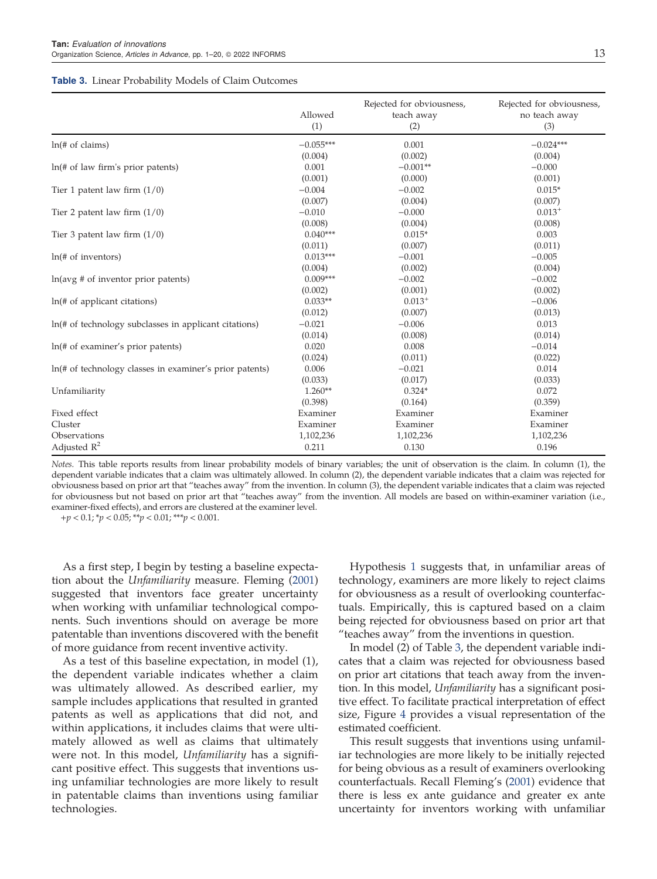**Table 3.** Linear Probability Models of Claim Outcomes

| | Allowed (1) | Rejected for obviousness, teach away (2) | Rejected for obviousness, no teach away (3) |
|---|---|---|---|
| ln(# of claims) | −0.055*** | 0.001 | −0.024*** |
| | (0.004) | (0.002) | (0.004) |
| ln(# of law firm's prior patents) | 0.001 | −0.001** | −0.000 |
| | (0.001) | (0.000) | (0.001) |
| Tier 1 patent law firm (1/0) | −0.004 | −0.002 | 0.015* |
| | (0.007) | (0.004) | (0.007) |
| Tier 2 patent law firm (1/0) | −0.010 | −0.000 | $0.013^{+}$ |
| | (0.008) | (0.004) | (0.008) |
| Tier 3 patent law firm (1/0) | 0.040*** | 0.015* | 0.003 |
| | (0.011) | (0.007) | (0.011) |
| ln(# of inventors) | 0.013*** | −0.001 | −0.005 |
| | (0.004) | (0.002) | (0.004) |
| ln(avg # of inventor prior patents) | 0.009*** | −0.002 | −0.002 |
| | (0.002) | (0.001) | (0.002) |
| ln(# of applicant citations) | 0.033** | $0.013^{+}$ | −0.006 |
| | (0.012) | (0.007) | (0.013) |
| ln(# of technology subclasses in applicant citations) | −0.021 | −0.006 | 0.013 |
| | (0.014) | (0.008) | (0.014) |
| ln(# of examiner's prior patents) | 0.020 | 0.008 | −0.014 |
| | (0.024) | (0.011) | (0.022) |
| ln(# of technology classes in examiner's prior patents) | 0.006 | −0.021 | 0.014 |
| | (0.033) | (0.017) | (0.033) |
| Unfamiliarity | 1.260** | 0.324* | 0.072 |
| | (0.398) | (0.164) | (0.359) |
| Fixed effect | Examiner | Examiner | Examiner |
| Cluster | Examiner | Examiner | Examiner |
| Observations | 1,102,236 | 1,102,236 | 1,102,236 |
| Adjusted $R^2$ | 0.211 | 0.130 | 0.196 |

*Notes.* This table reports results from linear probability models of binary variables; the unit of observation is the claim. In column (1), the dependent variable indicates that a claim was ultimately allowed. In column (2), the dependent variable indicates that a claim was rejected for obviousness based on prior art that "teaches away" from the invention. In column (3), the dependent variable indicates that a claim was rejected for obviousness but not based on prior art that "teaches away" from the invention. All models are based on within-examiner variation (i.e., examiner-fixed effects), and errors are clustered at the examiner level.

$^{+}p < 0.1$; $^{*}p < 0.05$; $^{**}p < 0.01$; $^{***}p < 0.001$.

As a first step, I begin by testing a baseline expectation about the *Unfamiliarity* measure. Fleming (2001) suggested that inventors face greater uncertainty when working with unfamiliar technological components. Such inventions should on average be more patentable than inventions discovered with the benefit of more guidance from recent inventive activity.

As a test of this baseline expectation, in model (1), the dependent variable indicates whether a claim was ultimately allowed. As described earlier, my sample includes applications that resulted in granted patents as well as applications that did not, and within applications, it includes claims that were ultimately allowed as well as claims that ultimately were not. In this model, *Unfamiliarity* has a significant positive effect. This suggests that inventions using unfamiliar technologies are more likely to result in patentable claims than inventions using familiar technologies.

Hypothesis 1 suggests that, in unfamiliar areas of technology, examiners are more likely to reject claims for obviousness as a result of overlooking counterfactuals. Empirically, this is captured based on a claim being rejected for obviousness based on prior art that "teaches away" from the inventions in question.

In model (2) of Table 3, the dependent variable indicates that a claim was rejected for obviousness based on prior art citations that teach away from the invention. In this model, *Unfamiliarity* has a significant positive effect. To facilitate practical interpretation of effect size, Figure 4 provides a visual representation of the estimated coefficient.

This result suggests that inventions using unfamiliar technologies are more likely to be initially rejected for being obvious as a result of examiners overlooking counterfactuals. Recall Fleming's (2001) evidence that there is less ex ante guidance and greater ex ante uncertainty for inventors working with unfamiliar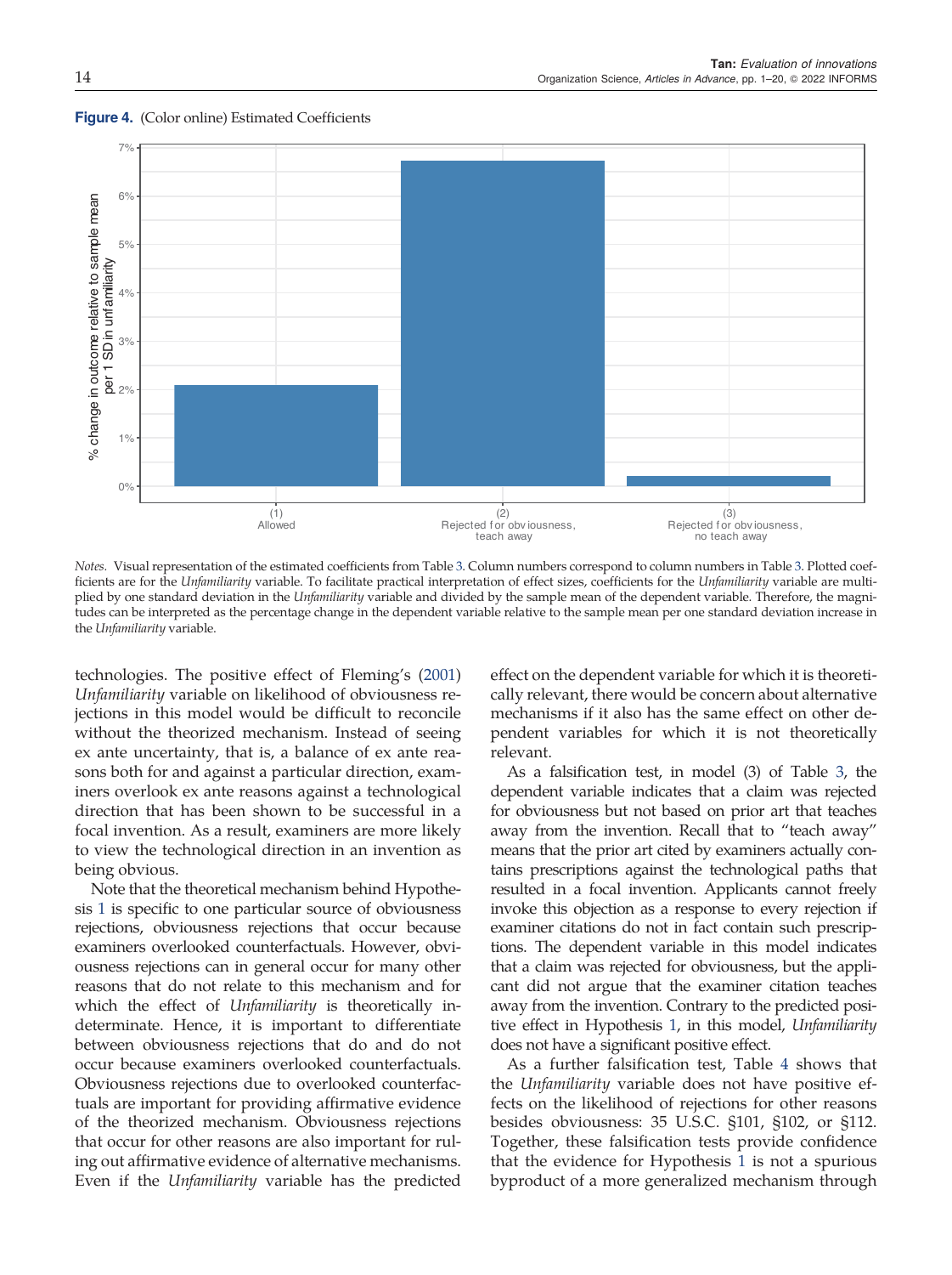**Figure 4.** (Color online) Estimated Coefficients

*Notes.* Visual representation of the estimated coefficients from Table 3. Column numbers correspond to column numbers in Table 3. Plotted coefficients are for the *Unfamiliarity* variable. To facilitate practical interpretation of effect sizes, coefficients for the *Unfamiliarity* variable are multiplied by one standard deviation in the *Unfamiliarity* variable and divided by the sample mean of the dependent variable. Therefore, the magnitudes can be interpreted as the percentage change in the dependent variable relative to the sample mean per one standard deviation increase in the *Unfamiliarity* variable.

technologies. The positive effect of Fleming's (2001) *Unfamiliarity* variable on likelihood of obviousness rejections in this model would be difficult to reconcile without the theorized mechanism. Instead of seeing ex ante uncertainty, that is, a balance of ex ante reasons both for and against a particular direction, examiners overlook ex ante reasons against a technological direction that has been shown to be successful in a focal invention. As a result, examiners are more likely to view the technological direction in an invention as being obvious.

Note that the theoretical mechanism behind Hypothesis 1 is specific to one particular source of obviousness rejections, obviousness rejections that occur because examiners overlooked counterfactuals. However, obviousness rejections can in general occur for many other reasons that do not relate to this mechanism and for which the effect of *Unfamiliarity* is theoretically indeterminate. Hence, it is important to differentiate between obviousness rejections that do and do not occur because examiners overlooked counterfactuals. Obviousness rejections due to overlooked counterfactuals are important for providing affirmative evidence of the theorized mechanism. Obviousness rejections that occur for other reasons are also important for ruling out affirmative evidence of alternative mechanisms. Even if the *Unfamiliarity* variable has the predicted effect on the dependent variable for which it is theoretically relevant, there would be concern about alternative mechanisms if it also has the same effect on other dependent variables for which it is not theoretically relevant.

As a falsification test, in model (3) of Table 3, the dependent variable indicates that a claim was rejected for obviousness but not based on prior art that teaches away from the invention. Recall that to "teach away" means that the prior art cited by examiners actually contains prescriptions against the technological paths that resulted in a focal invention. Applicants cannot freely invoke this objection as a response to every rejection if examiner citations do not in fact contain such prescriptions. The dependent variable in this model indicates that a claim was rejected for obviousness, but the applicant did not argue that the examiner citation teaches away from the invention. Contrary to the predicted positive effect in Hypothesis 1, in this model, *Unfamiliarity* does not have a significant positive effect.

As a further falsification test, Table 4 shows that the *Unfamiliarity* variable does not have positive effects on the likelihood of rejections for other reasons besides obviousness: 35 U.S.C. §101, §102, or §112. Together, these falsification tests provide confidence that the evidence for Hypothesis 1 is not a spurious byproduct of a more generalized mechanism through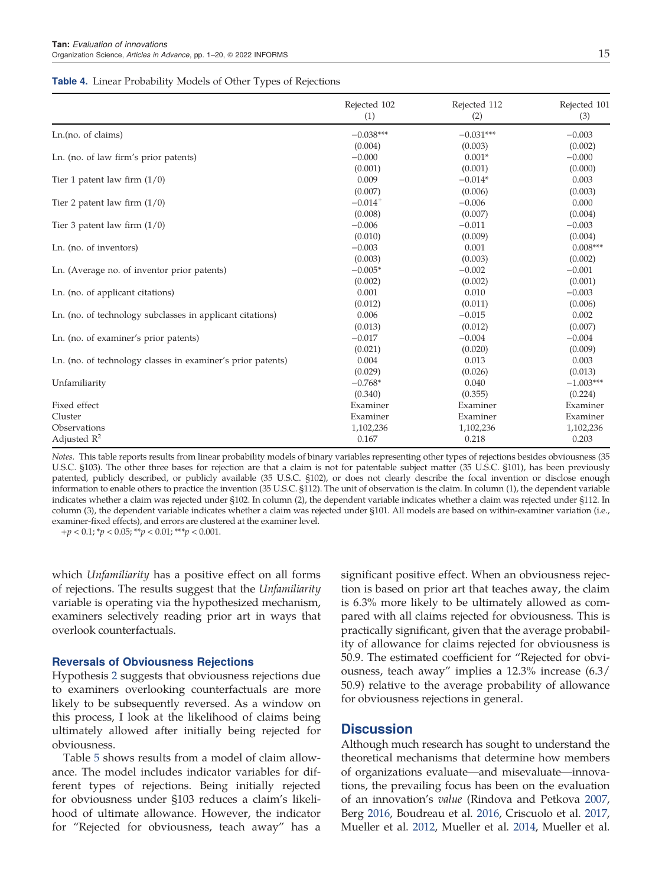**Table 4.** Linear Probability Models of Other Types of Rejections

| | Rejected 102 (1) | Rejected 112 (2) | Rejected 101 (3) |
|---|---|---|---|
| Ln.(no. of claims) | −0.038*** | −0.031*** | −0.003 |
| | (0.004) | (0.003) | (0.002) |
| Ln. (no. of law firm's prior patents) | −0.000 | 0.001* | −0.000 |
| | (0.001) | (0.001) | (0.000) |
| Tier 1 patent law firm (1/0) | 0.009 | −0.014* | 0.003 |
| | (0.007) | (0.006) | (0.003) |
| Tier 2 patent law firm (1/0) | −0.014+ | −0.006 | 0.000 |
| | (0.008) | (0.007) | (0.004) |
| Tier 3 patent law firm (1/0) | −0.006 | −0.011 | −0.003 |
| | (0.010) | (0.009) | (0.004) |
| Ln. (no. of inventors) | −0.003 | 0.001 | 0.008*** |
| | (0.003) | (0.003) | (0.002) |
| Ln. (Average no. of inventor prior patents) | −0.005* | −0.002 | −0.001 |
| | (0.002) | (0.002) | (0.001) |
| Ln. (no. of applicant citations) | 0.001 | 0.010 | −0.003 |
| | (0.012) | (0.011) | (0.006) |
| Ln. (no. of technology subclasses in applicant citations) | 0.006 | −0.015 | 0.002 |
| | (0.013) | (0.012) | (0.007) |
| Ln. (no. of examiner's prior patents) | −0.017 | −0.004 | −0.004 |
| | (0.021) | (0.020) | (0.009) |
| Ln. (no. of technology classes in examiner's prior patents) | 0.004 | 0.013 | 0.003 |
| | (0.029) | (0.026) | (0.013) |
| Unfamiliarity | −0.768* | 0.040 | −1.003*** |
| | (0.340) | (0.355) | (0.224) |
| Fixed effect | Examiner | Examiner | Examiner |
| Cluster | Examiner | Examiner | Examiner |
| Observations | 1,102,236 | 1,102,236 | 1,102,236 |
| Adjusted $R^2$ | 0.167 | 0.218 | 0.203 |

*Notes.* This table reports results from linear probability models of binary variables representing other types of rejections besides obviousness (35 U.S.C. §103). The other three bases for rejection are that a claim is not for patentable subject matter (35 U.S.C. §101), has been previously patented, publicly described, or publicly available (35 U.S.C. §102), or does not clearly describe the focal invention or disclose enough information to enable others to practice the invention (35 U.S.C. §112). The unit of observation is the claim. In column (1), the dependent variable indicates whether a claim was rejected under §102. In column (2), the dependent variable indicates whether a claim was rejected under §112. In column (3), the dependent variable indicates whether a claim was rejected under §101. All models are based on within-examiner variation (i.e., examiner-fixed effects), and errors are clustered at the examiner level.

+$p < 0.1$; *$p < 0.05$; **$p < 0.01$; ***$p < 0.001$.

which *Unfamiliarity* has a positive effect on all forms of rejections. The results suggest that the *Unfamiliarity* variable is operating via the hypothesized mechanism, examiners selectively reading prior art in ways that overlook counterfactuals.

### Reversals of Obviousness Rejections

Hypothesis 2 suggests that obviousness rejections due to examiners overlooking counterfactuals are more likely to be subsequently reversed. As a window on this process, I look at the likelihood of claims being ultimately allowed after initially being rejected for obviousness.

Table 5 shows results from a model of claim allowance. The model includes indicator variables for different types of rejections. Being initially rejected for obviousness under §103 reduces a claim's likelihood of ultimate allowance. However, the indicator for "Rejected for obviousness, teach away" has a significant positive effect. When an obviousness rejection is based on prior art that teaches away, the claim is 6.3% more likely to be ultimately allowed as compared with all claims rejected for obviousness. This is practically significant, given that the average probability of allowance for claims rejected for obviousness is 50.9. The estimated coefficient for "Rejected for obviousness, teach away" implies a 12.3% increase (6.3/50.9) relative to the average probability of allowance for obviousness rejections in general.

## Discussion

Although much research has sought to understand the theoretical mechanisms that determine how members of organizations evaluate—and misevaluate—innovations, the prevailing focus has been on the evaluation of an innovation's *value* (Rindova and Petkova 2007, Berg 2016, Boudreau et al. 2016, Criscuolo et al. 2017, Mueller et al. 2012, Mueller et al. 2014, Mueller et al.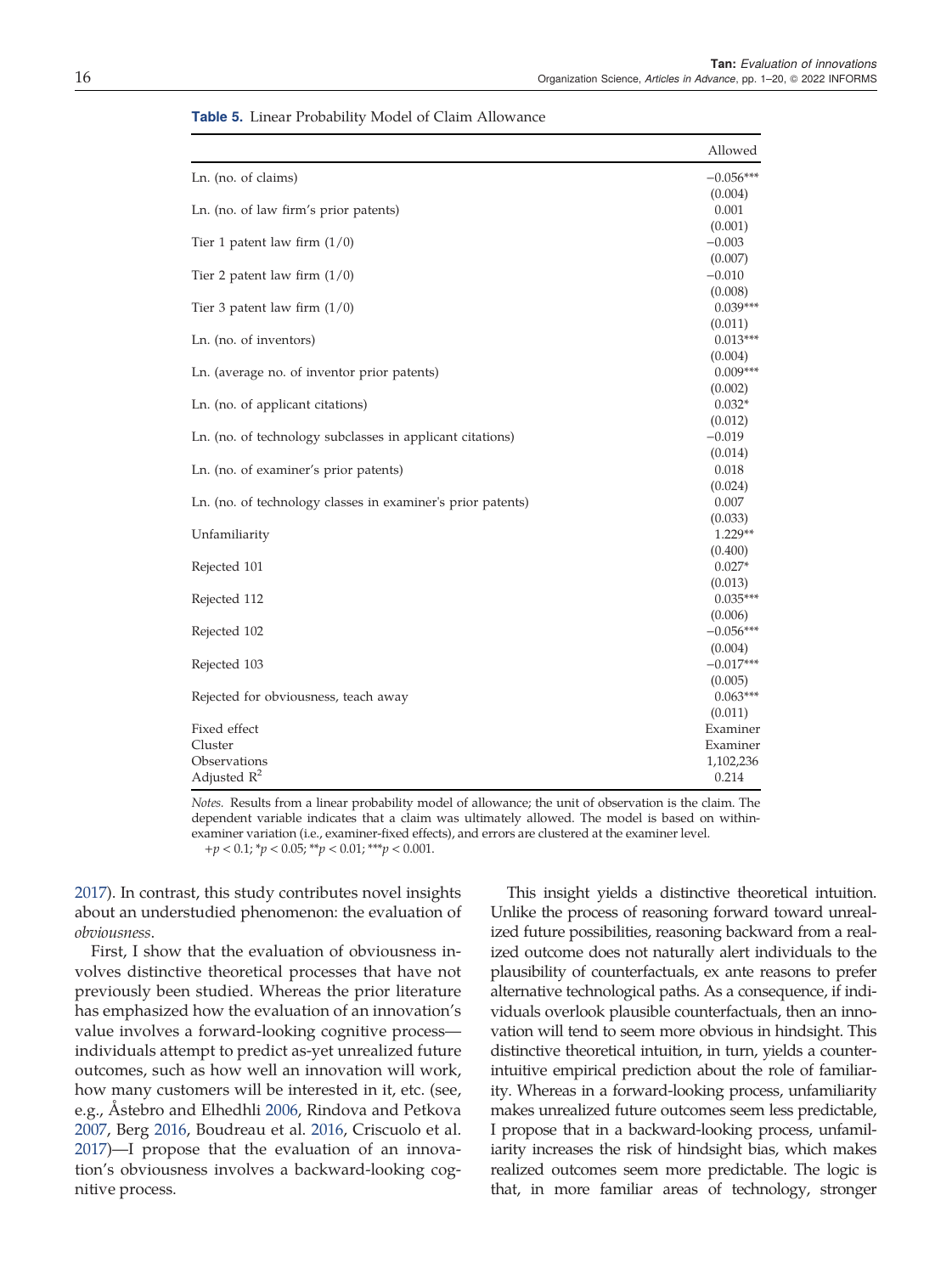**Table 5.** Linear Probability Model of Claim Allowance

| | Allowed |
|---|---|
| Ln. (no. of claims) | −0.056*** |
| | (0.004) |
| Ln. (no. of law firm's prior patents) | 0.001 |
| | (0.001) |
| Tier 1 patent law firm (1/0) | −0.003 |
| | (0.007) |
| Tier 2 patent law firm (1/0) | −0.010 |
| | (0.008) |
| Tier 3 patent law firm (1/0) | 0.039*** |
| | (0.011) |
| Ln. (no. of inventors) | 0.013*** |
| | (0.004) |
| Ln. (average no. of inventor prior patents) | 0.009*** |
| | (0.002) |
| Ln. (no. of applicant citations) | 0.032* |
| | (0.012) |
| Ln. (no. of technology subclasses in applicant citations) | −0.019 |
| | (0.014) |
| Ln. (no. of examiner's prior patents) | 0.018 |
| | (0.024) |
| Ln. (no. of technology classes in examiner's prior patents) | 0.007 |
| | (0.033) |
| Unfamiliarity | 1.229** |
| | (0.400) |
| Rejected 101 | 0.027* |
| | (0.013) |
| Rejected 112 | 0.035*** |
| | (0.006) |
| Rejected 102 | −0.056*** |
| | (0.004) |
| Rejected 103 | −0.017*** |
| | (0.005) |
| Rejected for obviousness, teach away | 0.063*** |
| | (0.011) |
| Fixed effect | Examiner |
| Cluster | Examiner |
| Observations | 1,102,236 |
| Adjusted $R^2$ | 0.214 |

*Notes.* Results from a linear probability model of allowance; the unit of observation is the claim. The dependent variable indicates that a claim was ultimately allowed. The model is based on within-examiner variation (i.e., examiner-fixed effects), and errors are clustered at the examiner level.
$+p < 0.1$; $^*p < 0.05$; $^{**}p < 0.01$; $^{***}p < 0.001$.

2017). In contrast, this study contributes novel insights about an understudied phenomenon: the evaluation of *obviousness*.

First, I show that the evaluation of obviousness involves distinctive theoretical processes that have not previously been studied. Whereas the prior literature has emphasized how the evaluation of an innovation's value involves a forward-looking cognitive process—individuals attempt to predict as-yet unrealized future outcomes, such as how well an innovation will work, how many customers will be interested in it, etc. (see, e.g., Åstebro and Elhedhli 2006, Rindova and Petkova 2007, Berg 2016, Boudreau et al. 2016, Criscuolo et al. 2017)—I propose that the evaluation of an innovation's obviousness involves a backward-looking cognitive process.

This insight yields a distinctive theoretical intuition. Unlike the process of reasoning forward toward unrealized future possibilities, reasoning backward from a realized outcome does not naturally alert individuals to the plausibility of counterfactuals, ex ante reasons to prefer alternative technological paths. As a consequence, if individuals overlook plausible counterfactuals, then an innovation will tend to seem more obvious in hindsight. This distinctive theoretical intuition, in turn, yields a counterintuitive empirical prediction about the role of familiarity. Whereas in a forward-looking process, unfamiliarity makes unrealized future outcomes seem less predictable, I propose that in a backward-looking process, unfamiliarity increases the risk of hindsight bias, which makes realized outcomes seem more predictable. The logic is that, in more familiar areas of technology, stronger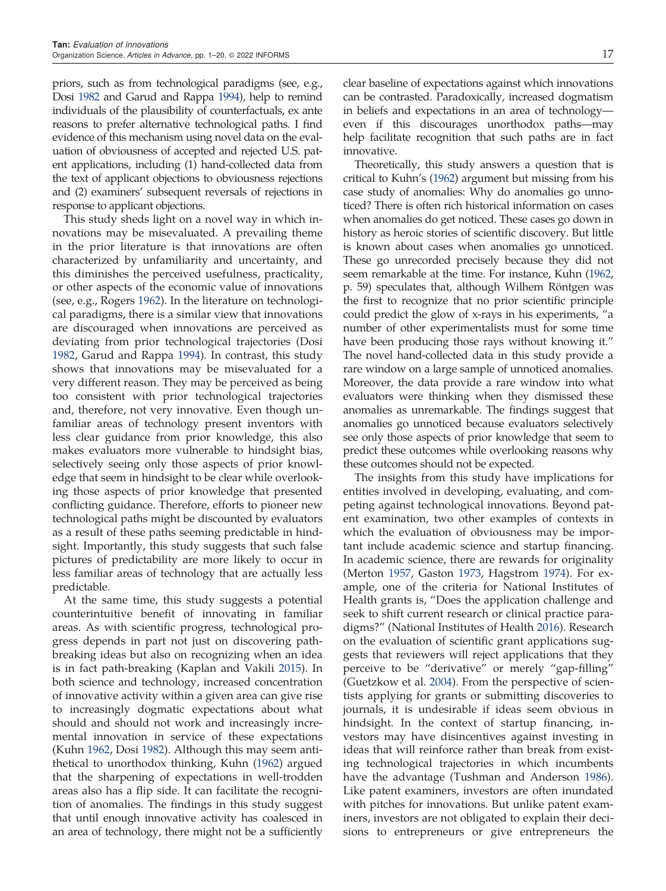priors, such as from technological paradigms (see, e.g., Dosi 1982 and Garud and Rappa 1994), help to remind individuals of the plausibility of counterfactuals, ex ante reasons to prefer alternative technological paths. I find evidence of this mechanism using novel data on the evaluation of obviousness of accepted and rejected U.S. patent applications, including (1) hand-collected data from the text of applicant objections to obviousness rejections and (2) examiners' subsequent reversals of rejections in response to applicant objections.

This study sheds light on a novel way in which innovations may be misevaluated. A prevailing theme in the prior literature is that innovations are often characterized by unfamiliarity and uncertainty, and this diminishes the perceived usefulness, practicality, or other aspects of the economic value of innovations (see, e.g., Rogers 1962). In the literature on technological paradigms, there is a similar view that innovations are discouraged when innovations are perceived as deviating from prior technological trajectories (Dosi 1982, Garud and Rappa 1994). In contrast, this study shows that innovations may be misevaluated for a very different reason. They may be perceived as being too consistent with prior technological trajectories and, therefore, not very innovative. Even though unfamiliar areas of technology present inventors with less clear guidance from prior knowledge, this also makes evaluators more vulnerable to hindsight bias, selectively seeing only those aspects of prior knowledge that seem in hindsight to be clear while overlooking those aspects of prior knowledge that presented conflicting guidance. Therefore, efforts to pioneer new technological paths might be discounted by evaluators as a result of these paths seeming predictable in hindsight. Importantly, this study suggests that such false pictures of predictability are more likely to occur in less familiar areas of technology that are actually less predictable.

At the same time, this study suggests a potential counterintuitive benefit of innovating in familiar areas. As with scientific progress, technological progress depends in part not just on discovering path-breaking ideas but also on recognizing when an idea is in fact path-breaking (Kaplan and Vakili 2015). In both science and technology, increased concentration of innovative activity within a given area can give rise to increasingly dogmatic expectations about what should and should not work and increasingly incremental innovation in service of these expectations (Kuhn 1962, Dosi 1982). Although this may seem antithetical to unorthodox thinking, Kuhn (1962) argued that the sharpening of expectations in well-trodden areas also has a flip side. It can facilitate the recognition of anomalies. The findings in this study suggest that until enough innovative activity has coalesced in an area of technology, there might not be a sufficiently clear baseline of expectations against which innovations can be contrasted. Paradoxically, increased dogmatism in beliefs and expectations in an area of technology—even if this discourages unorthodox paths—may help facilitate recognition that such paths are in fact innovative.

Theoretically, this study answers a question that is critical to Kuhn's (1962) argument but missing from his case study of anomalies: Why do anomalies go unnoticed? There is often rich historical information on cases when anomalies do get noticed. These cases go down in history as heroic stories of scientific discovery. But little is known about cases when anomalies go unnoticed. These go unrecorded precisely because they did not seem remarkable at the time. For instance, Kuhn (1962, p. 59) speculates that, although Wilhem Röntgen was the first to recognize that no prior scientific principle could predict the glow of x-rays in his experiments, "a number of other experimentalists must for some time have been producing those rays without knowing it." The novel hand-collected data in this study provide a rare window on a large sample of unnoticed anomalies. Moreover, the data provide a rare window into what evaluators were thinking when they dismissed these anomalies as unremarkable. The findings suggest that anomalies go unnoticed because evaluators selectively see only those aspects of prior knowledge that seem to predict these outcomes while overlooking reasons why these outcomes should not be expected.

The insights from this study have implications for entities involved in developing, evaluating, and competing against technological innovations. Beyond patent examination, two other examples of contexts in which the evaluation of obviousness may be important include academic science and startup financing. In academic science, there are rewards for originality (Merton 1957, Gaston 1973, Hagstrom 1974). For example, one of the criteria for National Institutes of Health grants is, "Does the application challenge and seek to shift current research or clinical practice paradigms?" (National Institutes of Health 2016). Research on the evaluation of scientific grant applications suggests that reviewers will reject applications that they perceive to be "derivative" or merely "gap-filling" (Guetzkow et al. 2004). From the perspective of scientists applying for grants or submitting discoveries to journals, it is undesirable if ideas seem obvious in hindsight. In the context of startup financing, investors may have disincentives against investing in ideas that will reinforce rather than break from existing technological trajectories in which incumbents have the advantage (Tushman and Anderson 1986). Like patent examiners, investors are often inundated with pitches for innovations. But unlike patent examiners, investors are not obligated to explain their decisions to entrepreneurs or give entrepreneurs the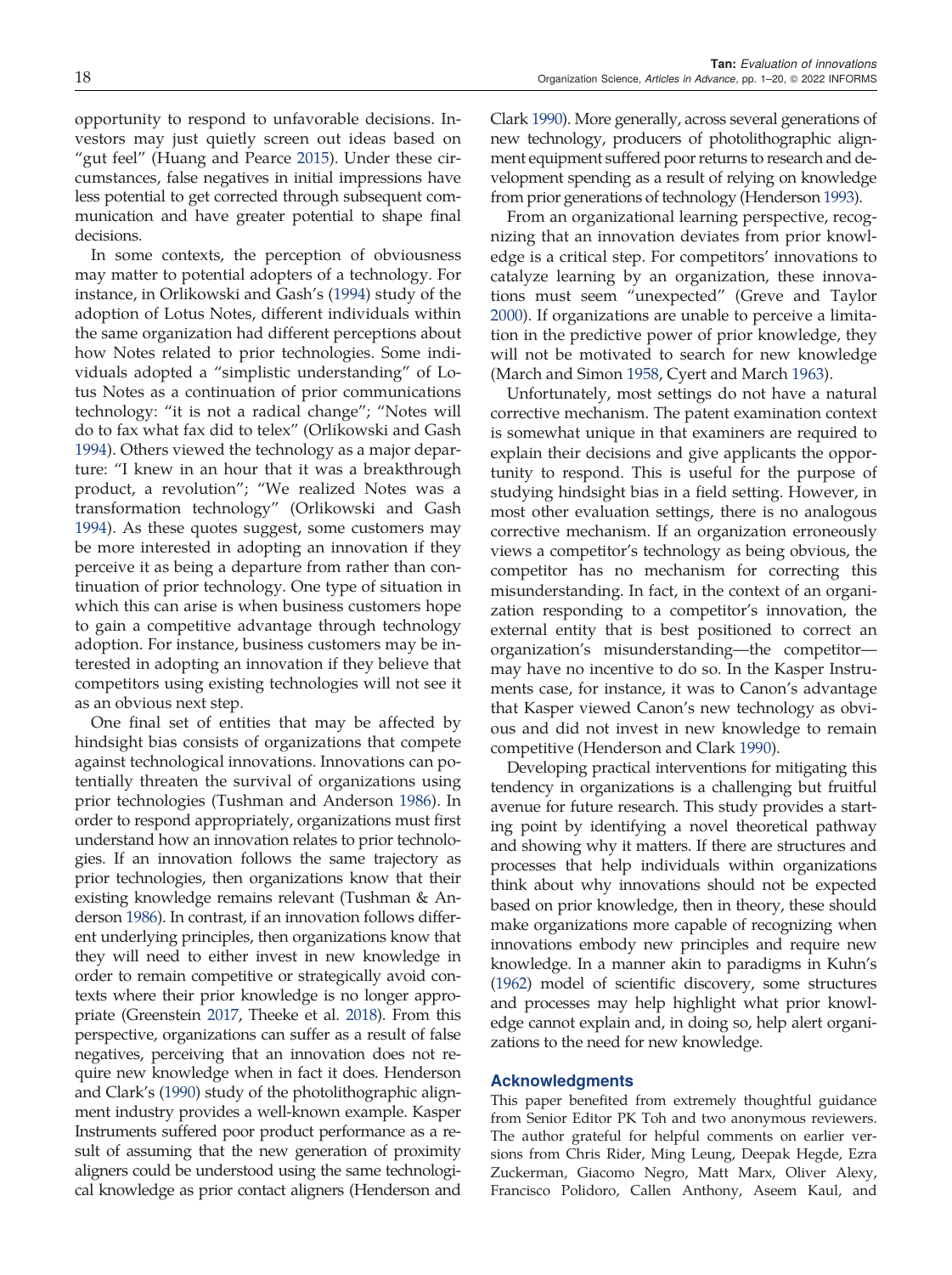opportunity to respond to unfavorable decisions. Investors may just quietly screen out ideas based on "gut feel" (Huang and Pearce 2015). Under these circumstances, false negatives in initial impressions have less potential to get corrected through subsequent communication and have greater potential to shape final decisions.

In some contexts, the perception of obviousness may matter to potential adopters of a technology. For instance, in Orlikowski and Gash's (1994) study of the adoption of Lotus Notes, different individuals within the same organization had different perceptions about how Notes related to prior technologies. Some individuals adopted a "simplistic understanding" of Lotus Notes as a continuation of prior communications technology: "it is not a radical change"; "Notes will do to fax what fax did to telex" (Orlikowski and Gash 1994). Others viewed the technology as a major departure: "I knew in an hour that it was a breakthrough product, a revolution"; "We realized Notes was a transformation technology" (Orlikowski and Gash 1994). As these quotes suggest, some customers may be more interested in adopting an innovation if they perceive it as being a departure from rather than continuation of prior technology. One type of situation in which this can arise is when business customers hope to gain a competitive advantage through technology adoption. For instance, business customers may be interested in adopting an innovation if they believe that competitors using existing technologies will not see it as an obvious next step.

One final set of entities that may be affected by hindsight bias consists of organizations that compete against technological innovations. Innovations can potentially threaten the survival of organizations using prior technologies (Tushman and Anderson 1986). In order to respond appropriately, organizations must first understand how an innovation relates to prior technologies. If an innovation follows the same trajectory as prior technologies, then organizations know that their existing knowledge remains relevant (Tushman & Anderson 1986). In contrast, if an innovation follows different underlying principles, then organizations know that they will need to either invest in new knowledge in order to remain competitive or strategically avoid contexts where their prior knowledge is no longer appropriate (Greenstein 2017, Theeke et al. 2018). From this perspective, organizations can suffer as a result of false negatives, perceiving that an innovation does not require new knowledge when in fact it does. Henderson and Clark's (1990) study of the photolithographic alignment industry provides a well-known example. Kasper Instruments suffered poor product performance as a result of assuming that the new generation of proximity aligners could be understood using the same technological knowledge as prior contact aligners (Henderson and Clark 1990). More generally, across several generations of new technology, producers of photolithographic alignment equipment suffered poor returns to research and development spending as a result of relying on knowledge from prior generations of technology (Henderson 1993).

From an organizational learning perspective, recognizing that an innovation deviates from prior knowledge is a critical step. For competitors' innovations to catalyze learning by an organization, these innovations must seem "unexpected" (Greve and Taylor 2000). If organizations are unable to perceive a limitation in the predictive power of prior knowledge, they will not be motivated to search for new knowledge (March and Simon 1958, Cyert and March 1963).

Unfortunately, most settings do not have a natural corrective mechanism. The patent examination context is somewhat unique in that examiners are required to explain their decisions and give applicants the opportunity to respond. This is useful for the purpose of studying hindsight bias in a field setting. However, in most other evaluation settings, there is no analogous corrective mechanism. If an organization erroneously views a competitor's technology as being obvious, the competitor has no mechanism for correcting this misunderstanding. In fact, in the context of an organization responding to a competitor's innovation, the external entity that is best positioned to correct an organization's misunderstanding—the competitor—may have no incentive to do so. In the Kasper Instruments case, for instance, it was to Canon's advantage that Kasper viewed Canon's new technology as obvious and did not invest in new knowledge to remain competitive (Henderson and Clark 1990).

Developing practical interventions for mitigating this tendency in organizations is a challenging but fruitful avenue for future research. This study provides a starting point by identifying a novel theoretical pathway and showing why it matters. If there are structures and processes that help individuals within organizations think about why innovations should not be expected based on prior knowledge, then in theory, these should make organizations more capable of recognizing when innovations embody new principles and require new knowledge. In a manner akin to paradigms in Kuhn's (1962) model of scientific discovery, some structures and processes may help highlight what prior knowledge cannot explain and, in doing so, help alert organizations to the need for new knowledge.

## Acknowledgments

This paper benefited from extremely thoughtful guidance from Senior Editor PK Toh and two anonymous reviewers. The author grateful for helpful comments on earlier versions from Chris Rider, Ming Leung, Deepak Hegde, Ezra Zuckerman, Giacomo Negro, Matt Marx, Oliver Alexy, Francisco Polidoro, Callen Anthony, Aseem Kaul, and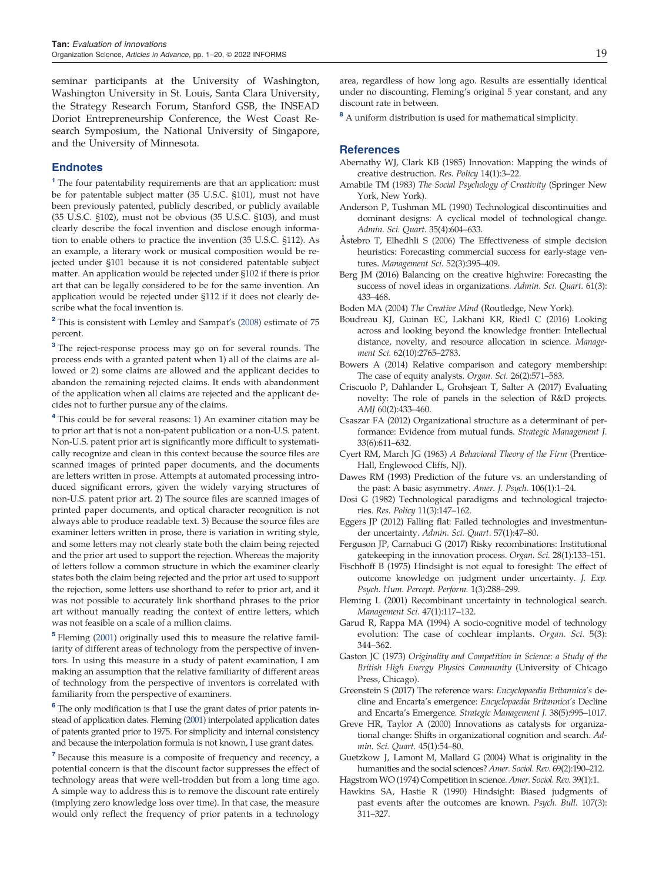seminar participants at the University of Washington, Washington University in St. Louis, Santa Clara University, the Strategy Research Forum, Stanford GSB, the INSEAD Doriot Entrepreneurship Conference, the West Coast Research Symposium, the National University of Singapore, and the University of Minnesota.

## Endnotes

[1] The four patentability requirements are that an application: must be for patentable subject matter (35 U.S.C. §101), must not have been previously patented, publicly described, or publicly available (35 U.S.C. §102), must not be obvious (35 U.S.C. §103), and must clearly describe the focal invention and disclose enough information to enable others to practice the invention (35 U.S.C. §112). As an example, a literary work or musical composition would be rejected under §101 because it is not considered patentable subject matter. An application would be rejected under §102 if there is prior art that can be legally considered to be for the same invention. An application would be rejected under §112 if it does not clearly describe what the focal invention is.

[2] This is consistent with Lemley and Sampat's (2008) estimate of 75 percent.

[3] The reject-response process may go on for several rounds. The process ends with a granted patent when 1) all of the claims are allowed or 2) some claims are allowed and the applicant decides to abandon the remaining rejected claims. It ends with abandonment of the application when all claims are rejected and the applicant decides not to further pursue any of the claims.

[4] This could be for several reasons: 1) An examiner citation may be to prior art that is not a non-patent publication or a non-U.S. patent. Non-U.S. patent prior art is significantly more difficult to systematically recognize and clean in this context because the source files are scanned images of printed paper documents, and the documents are letters written in prose. Attempts at automated processing introduced significant errors, given the widely varying structures of non-U.S. patent prior art. 2) The source files are scanned images of printed paper documents, and optical character recognition is not always able to produce readable text. 3) Because the source files are examiner letters written in prose, there is variation in writing style, and some letters may not clearly state both the claim being rejected and the prior art used to support the rejection. Whereas the majority of letters follow a common structure in which the examiner clearly states both the claim being rejected and the prior art used to support the rejection, some letters use shorthand to refer to prior art, and it was not possible to accurately link shorthand phrases to the prior art without manually reading the context of entire letters, which was not feasible on a scale of a million claims.

[5] Fleming (2001) originally used this to measure the relative familiarity of different areas of technology from the perspective of inventors. In using this measure in a study of patent examination, I am making an assumption that the relative familiarity of different areas of technology from the perspective of inventors is correlated with familiarity from the perspective of examiners.

[6] The only modification is that I use the grant dates of prior patents instead of application dates. Fleming (2001) interpolated application dates of patents granted prior to 1975. For simplicity and internal consistency and because the interpolation formula is not known, I use grant dates.

[7] Because this measure is a composite of frequency and recency, a potential concern is that the discount factor suppresses the effect of technology areas that were well-trodden but from a long time ago. A simple way to address this is to remove the discount rate entirely (implying zero knowledge loss over time). In that case, the measure would only reflect the frequency of prior patents in a technology area, regardless of how long ago. Results are essentially identical under no discounting, Fleming's original 5 year constant, and any discount rate in between.

[8] A uniform distribution is used for mathematical simplicity.

## References

Abernathy WJ, Clark KB (1985) Innovation: Mapping the winds of creative destruction. *Res. Policy* 14(1):3–22.

Amabile TM (1983) *The Social Psychology of Creativity* (Springer New York, New York).

Anderson P, Tushman ML (1990) Technological discontinuities and dominant designs: A cyclical model of technological change. *Admin. Sci. Quart.* 35(4):604–633.

Åstebro T, Elhedhli S (2006) The Effectiveness of simple decision heuristics: Forecasting commercial success for early-stage ventures. *Management Sci.* 52(3):395–409.

Berg JM (2016) Balancing on the creative highwire: Forecasting the success of novel ideas in organizations. *Admin. Sci. Quart.* 61(3): 433–468.

Boden MA (2004) *The Creative Mind* (Routledge, New York).

Boudreau KJ, Guinan EC, Lakhani KR, Riedl C (2016) Looking across and looking beyond the knowledge frontier: Intellectual distance, novelty, and resource allocation in science. *Management Sci.* 62(10):2765–2783.

Bowers A (2014) Relative comparison and category membership: The case of equity analysts. *Organ. Sci.* 26(2):571–583.

Criscuolo P, Dahlander L, Grohsjean T, Salter A (2017) Evaluating novelty: The role of panels in the selection of R&D projects. *AMJ* 60(2):433–460.

Csaszar FA (2012) Organizational structure as a determinant of performance: Evidence from mutual funds. *Strategic Management J.* 33(6):611–632.

Cyert RM, March JG (1963) *A Behavioral Theory of the Firm* (Prentice-Hall, Englewood Cliffs, NJ).

Dawes RM (1993) Prediction of the future vs. an understanding of the past: A basic asymmetry. *Amer. J. Psych.* 106(1):1–24.

Dosi G (1982) Technological paradigms and technological trajectories. *Res. Policy* 11(3):147–162.

Eggers JP (2012) Falling flat: Failed technologies and investmentunder uncertainty. *Admin. Sci. Quart.* 57(1):47–80.

Ferguson JP, Carnabuci G (2017) Risky recombinations: Institutional gatekeeping in the innovation process. *Organ. Sci.* 28(1):133–151.

Fischhoff B (1975) Hindsight is not equal to foresight: The effect of outcome knowledge on judgment under uncertainty. *J. Exp. Psych. Hum. Percept. Perform.* 1(3):288–299.

Fleming L (2001) Recombinant uncertainty in technological search. *Management Sci.* 47(1):117–132.

Garud R, Rappa MA (1994) A socio-cognitive model of technology evolution: The case of cochlear implants. *Organ. Sci.* 5(3): 344–362.

Gaston JC (1973) *Originality and Competition in Science: a Study of the British High Energy Physics Community* (University of Chicago Press, Chicago).

Greenstein S (2017) The reference wars: *Encyclopaedia Britannica's* decline and Encarta's emergence: *Encyclopaedia Britannica's* Decline and Encarta's Emergence. *Strategic Management J.* 38(5):995–1017.

Greve HR, Taylor A (2000) Innovations as catalysts for organizational change: Shifts in organizational cognition and search. *Admin. Sci. Quart.* 45(1):54–80.

Guetzkow J, Lamont M, Mallard G (2004) What is originality in the humanities and the social sciences? *Amer. Sociol. Rev.* 69(2):190–212.

Hagstrom WO (1974) Competition in science. *Amer. Sociol. Rev.* 39(1):1.

Hawkins SA, Hastie R (1990) Hindsight: Biased judgments of past events after the outcomes are known. *Psych. Bull.* 107(3): 311–327.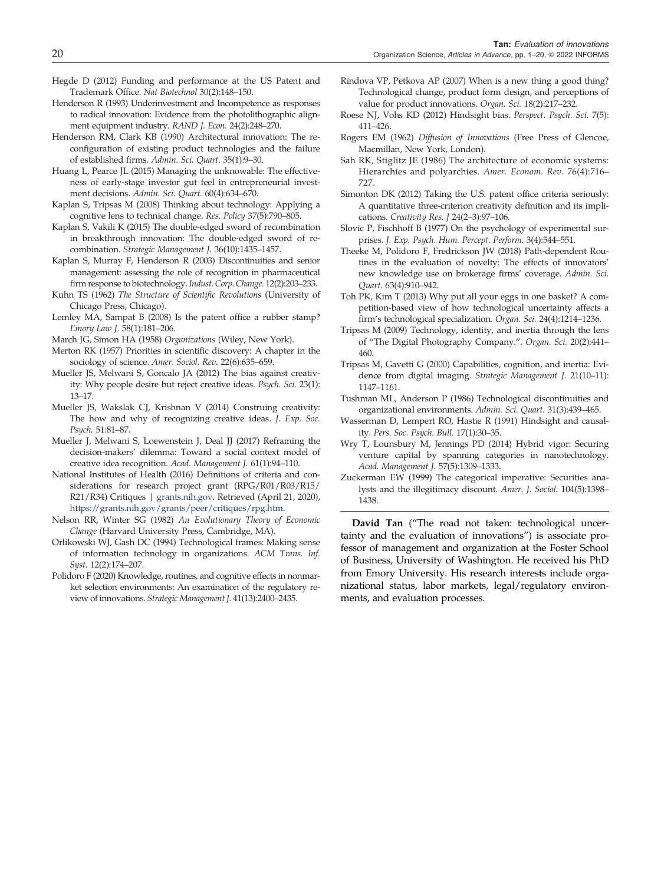Hegde D (2012) Funding and performance at the US Patent and Trademark Office. *Nat Biotechnol* 30(2):148–150.

Henderson R (1993) Underinvestment and Incompetence as responses to radical innovation: Evidence from the photolithographic alignment equipment industry. *RAND J. Econ.* 24(2):248–270.

Henderson RM, Clark KB (1990) Architectural innovation: The reconfiguration of existing product technologies and the failure of established firms. *Admin. Sci. Quart.* 35(1):9–30.

Huang L, Pearce JL (2015) Managing the unknowable: The effectiveness of early-stage investor gut feel in entrepreneurial investment decisions. *Admin. Sci. Quart.* 60(4):634–670.

Kaplan S, Tripsas M (2008) Thinking about technology: Applying a cognitive lens to technical change. *Res. Policy* 37(5):790–805.

Kaplan S, Vakili K (2015) The double-edged sword of recombination in breakthrough innovation: The double-edged sword of recombination. *Strategic Management J.* 36(10):1435–1457.

Kaplan S, Murray F, Henderson R (2003) Discontinuities and senior management: assessing the role of recognition in pharmaceutical firm response to biotechnology. *Indust. Corp. Change.* 12(2):203–233.

Kuhn TS (1962) *The Structure of Scientific Revolutions* (University of Chicago Press, Chicago).

Lemley MA, Sampat B (2008) Is the patent office a rubber stamp? *Emory Law J.* 58(1):181–206.

March JG, Simon HA (1958) *Organizations* (Wiley, New York).

Merton RK (1957) Priorities in scientific discovery: A chapter in the sociology of science. *Amer. Sociol. Rev.* 22(6):635–659.

Mueller JS, Melwani S, Goncalo JA (2012) The bias against creativity: Why people desire but reject creative ideas. *Psych. Sci.* 23(1): 13–17.

Mueller JS, Wakslak CJ, Krishnan V (2014) Construing creativity: The how and why of recognizing creative ideas. *J. Exp. Soc. Psych.* 51:81–87.

Mueller J, Melwani S, Loewenstein J, Deal JJ (2017) Reframing the decision-makers' dilemma: Toward a social context model of creative idea recognition. *Acad. Management J.* 61(1):94–110.

National Institutes of Health (2016) Definitions of criteria and considerations for research project grant (RPG/R01/R03/R15/R21/R34) Critiques | grants.nih.gov. Retrieved (April 21, 2020), https://grants.nih.gov/grants/peer/critiques/rpg.htm.

Nelson RR, Winter SG (1982) *An Evolutionary Theory of Economic Change* (Harvard University Press, Cambridge, MA).

Orlikowski WJ, Gash DC (1994) Technological frames: Making sense of information technology in organizations. *ACM Trans. Inf. Syst.* 12(2):174–207.

Polidoro F (2020) Knowledge, routines, and cognitive effects in nonmarket selection environments: An examination of the regulatory review of innovations. *Strategic Management J.* 41(13):2400–2435.

Rindova VP, Petkova AP (2007) When is a new thing a good thing? Technological change, product form design, and perceptions of value for product innovations. *Organ. Sci.* 18(2):217–232.

Roese NJ, Vohs KD (2012) Hindsight bias. *Perspect. Psych. Sci.* 7(5): 411–426.

Rogers EM (1962) *Diffusion of Innovations* (Free Press of Glencoe, Macmillan, New York, London).

Sah RK, Stiglitz JE (1986) The architecture of economic systems: Hierarchies and polyarchies. *Amer. Econom. Rev.* 76(4):716–727.

Simonton DK (2012) Taking the U.S. patent office criteria seriously: A quantitative three-criterion creativity definition and its implications. *Creativity Res. J* 24(2–3):97–106.

Slovic P, Fischhoff B (1977) On the psychology of experimental surprises. *J. Exp. Psych. Hum. Percept. Perform.* 3(4):544–551.

Theeke M, Polidoro F, Fredrickson JW (2018) Path-dependent Routines in the evaluation of novelty: The effects of innovators' new knowledge use on brokerage firms' coverage. *Admin. Sci. Quart.* 63(4):910–942.

Toh PK, Kim T (2013) Why put all your eggs in one basket? A competition-based view of how technological uncertainty affects a firm's technological specialization. *Organ. Sci.* 24(4):1214–1236.

Tripsas M (2009) Technology, identity, and inertia through the lens of "The Digital Photography Company.". *Organ. Sci.* 20(2):441–460.

Tripsas M, Gavetti G (2000) Capabilities, cognition, and inertia: Evidence from digital imaging. *Strategic Management J.* 21(10–11): 1147–1161.

Tushman ML, Anderson P (1986) Technological discontinuities and organizational environments. *Admin. Sci. Quart.* 31(3):439–465.

Wasserman D, Lempert RO, Hastie R (1991) Hindsight and causality. *Pers. Soc. Psych. Bull.* 17(1):30–35.

Wry T, Lounsbury M, Jennings PD (2014) Hybrid vigor: Securing venture capital by spanning categories in nanotechnology. *Acad. Management J.* 57(5):1309–1333.

Zuckerman EW (1999) The categorical imperative: Securities analysts and the illegitimacy discount. *Amer. J. Sociol.* 104(5):1398–1438.

---

**David Tan** ("The road not taken: technological uncertainty and the evaluation of innovations") is associate professor of management and organization at the Foster School of Business, University of Washington. He received his PhD from Emory University. His research interests include organizational status, labor markets, legal/regulatory environments, and evaluation processes.